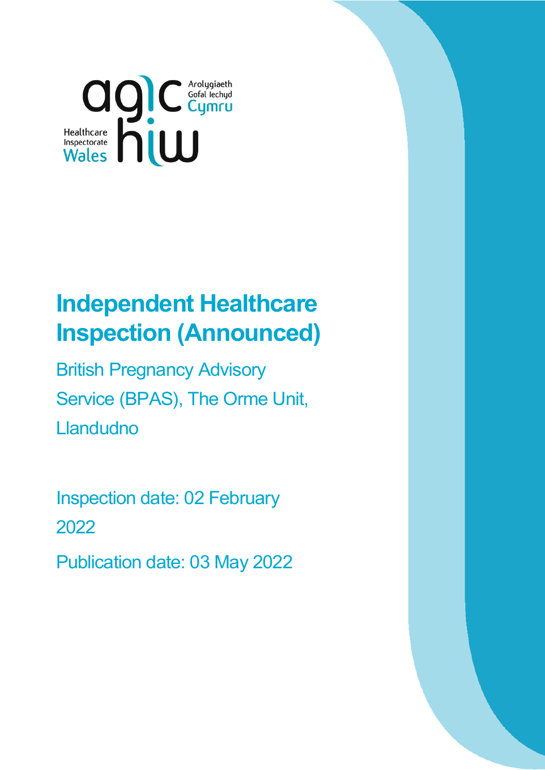Arolygiaeth Gofal Iechyd Cymru

Healthcare Inspectorate Wales

# Independent Healthcare Inspection (Announced)

British Pregnancy Advisory Service (BPAS), The Orme Unit, Llandudno

Inspection date: 02 February 2022

Publication date: 03 May 2022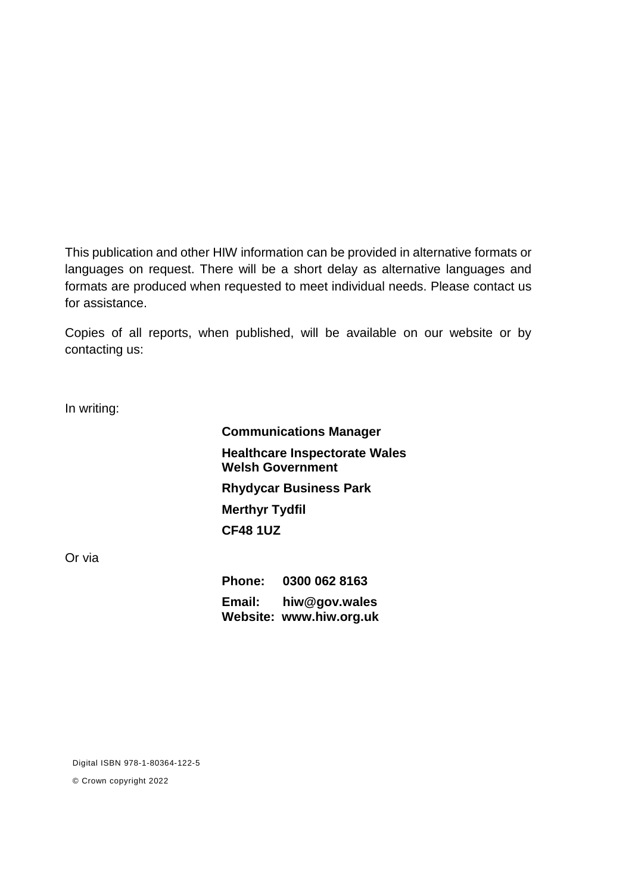This publication and other HIW information can be provided in alternative formats or languages on request. There will be a short delay as alternative languages and formats are produced when requested to meet individual needs. Please contact us for assistance.

Copies of all reports, when published, will be available on our website or by contacting us:

In writing:

**Communications Manager**

**Healthcare Inspectorate Wales**
**Welsh Government**

**Rhydycar Business Park**

**Merthyr Tydfil**

**CF48 1UZ**

Or via

**Phone: 0300 062 8163**

**Email: hiw@gov.wales**
**Website: www.hiw.org.uk**

Digital ISBN 978-1-80364-122-5

© Crown copyright 2022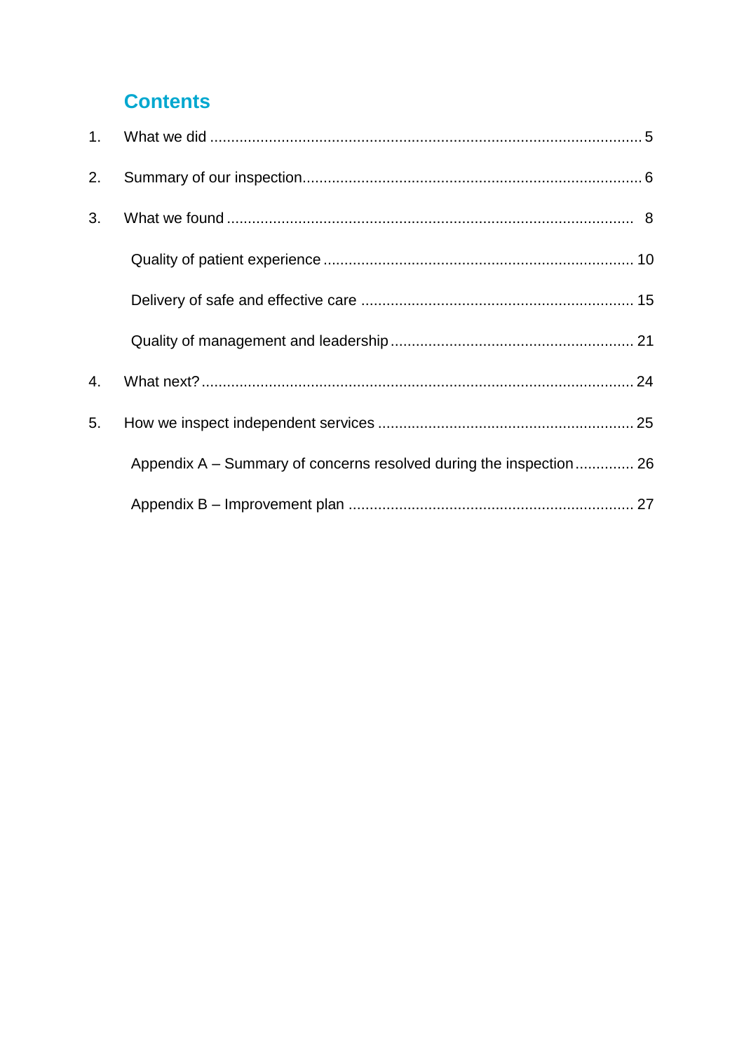# Contents

1. What we did ..... 5
2. Summary of our inspection ..... 6
3. What we found ..... 8
   - Quality of patient experience ..... 10
   - Delivery of safe and effective care ..... 15
   - Quality of management and leadership ..... 21
4. What next? ..... 24
5. How we inspect independent services ..... 25
   - Appendix A – Summary of concerns resolved during the inspection ..... 26
   - Appendix B – Improvement plan ..... 27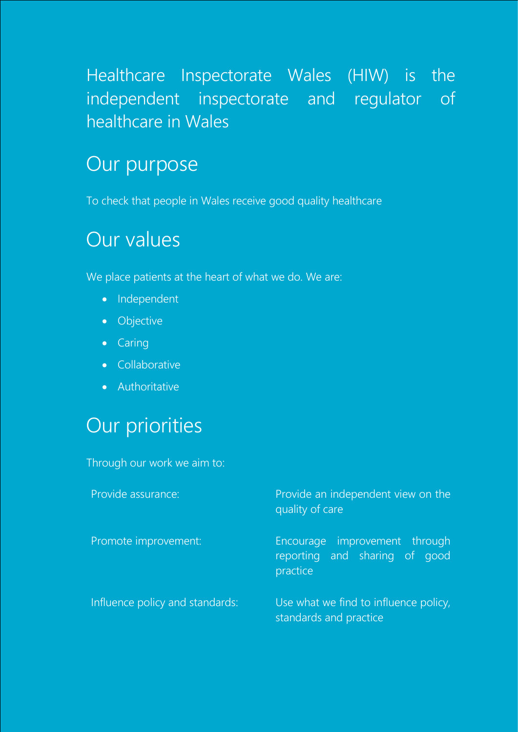Healthcare Inspectorate Wales (HIW) is the independent inspectorate and regulator of healthcare in Wales

## Our purpose

To check that people in Wales receive good quality healthcare

## Our values

We place patients at the heart of what we do. We are:

- Independent
- Objective
- Caring
- Collaborative
- Authoritative

## Our priorities

Through our work we aim to:

| | |
|---|---|
| Provide assurance: | Provide an independent view on the quality of care |
| Promote improvement: | Encourage improvement through reporting and sharing of good practice |
| Influence policy and standards: | Use what we find to influence policy, standards and practice |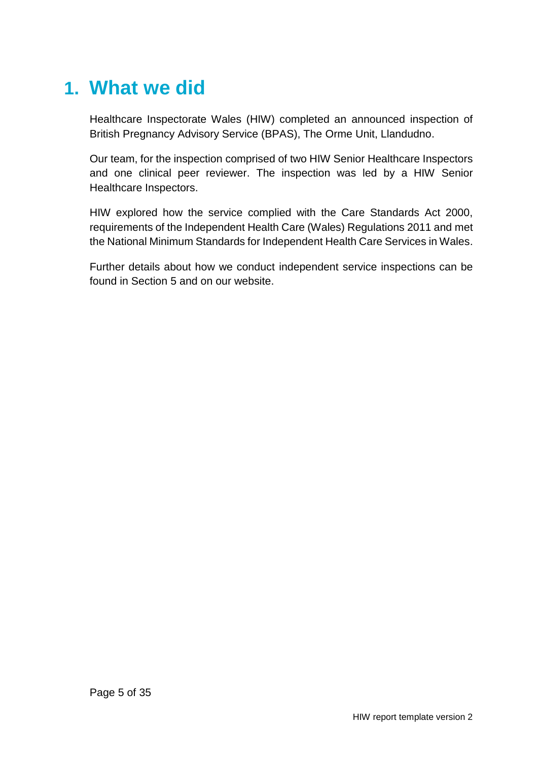# 1. What we did

Healthcare Inspectorate Wales (HIW) completed an announced inspection of British Pregnancy Advisory Service (BPAS), The Orme Unit, Llandudno.

Our team, for the inspection comprised of two HIW Senior Healthcare Inspectors and one clinical peer reviewer. The inspection was led by a HIW Senior Healthcare Inspectors.

HIW explored how the service complied with the Care Standards Act 2000, requirements of the Independent Health Care (Wales) Regulations 2011 and met the National Minimum Standards for Independent Health Care Services in Wales.

Further details about how we conduct independent service inspections can be found in Section 5 and on our website.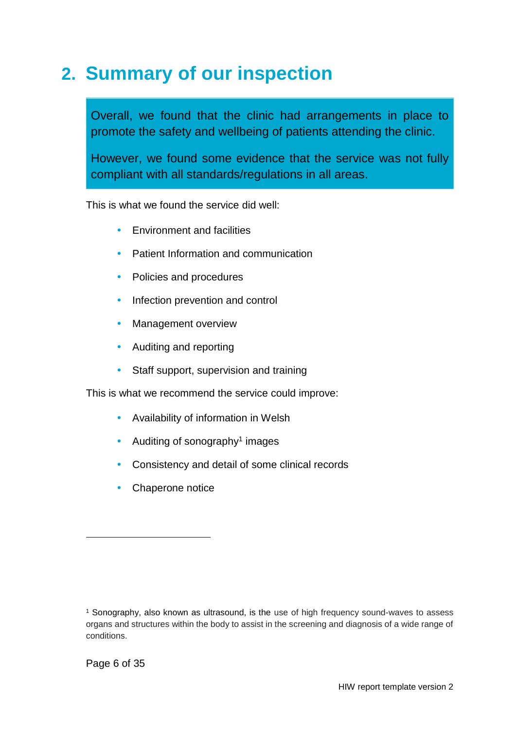## 2. Summary of our inspection

Overall, we found that the clinic had arrangements in place to promote the safety and wellbeing of patients attending the clinic.

However, we found some evidence that the service was not fully compliant with all standards/regulations in all areas.

This is what we found the service did well:

- Environment and facilities
- Patient Information and communication
- Policies and procedures
- Infection prevention and control
- Management overview
- Auditing and reporting
- Staff support, supervision and training

This is what we recommend the service could improve:

- Availability of information in Welsh
- Auditing of sonography[1] images
- Consistency and detail of some clinical records
- Chaperone notice

---

[1] Sonography, also known as ultrasound, is the use of high frequency sound-waves to assess organs and structures within the body to assist in the screening and diagnosis of a wide range of conditions.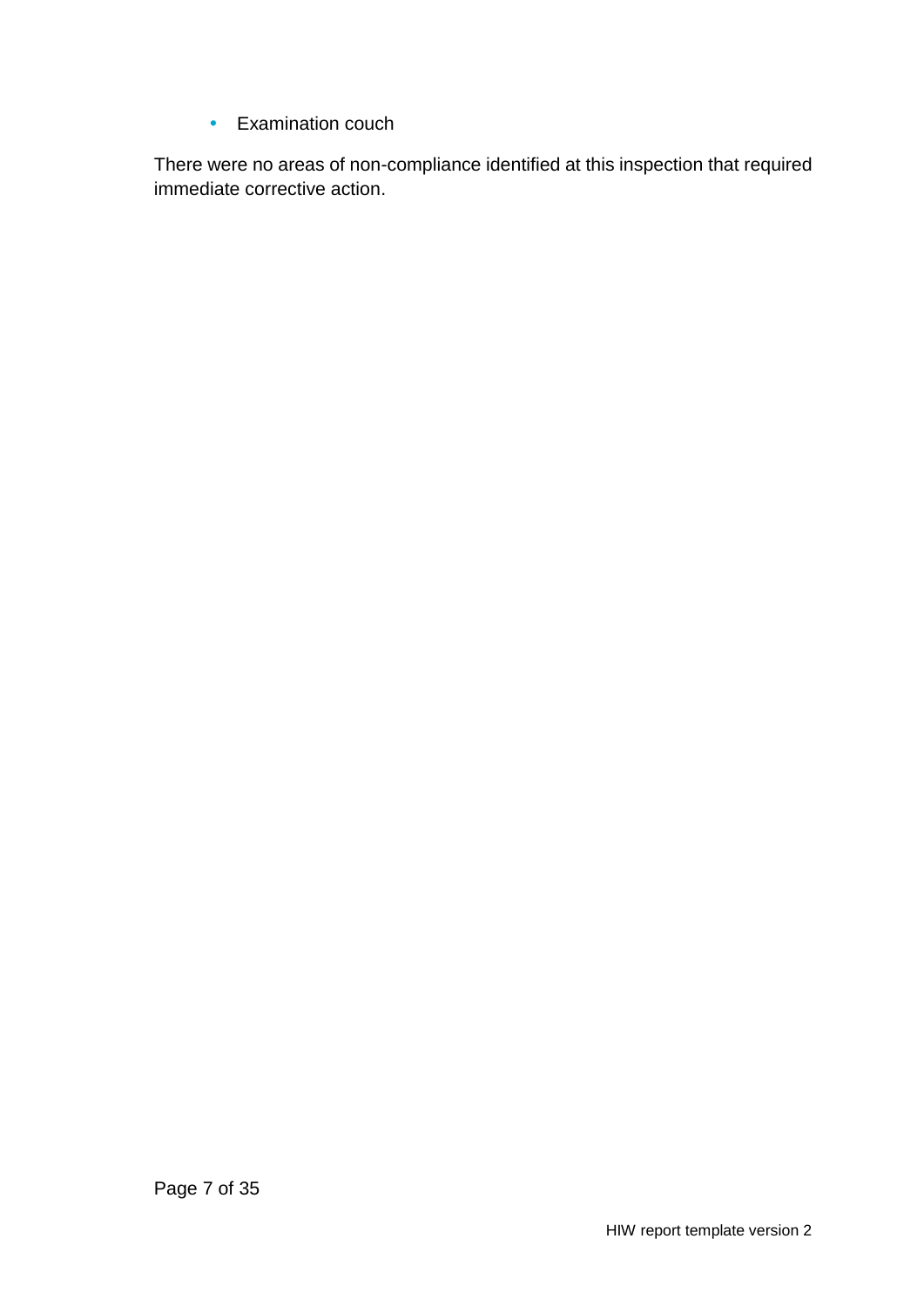- Examination couch

There were no areas of non-compliance identified at this inspection that required immediate corrective action.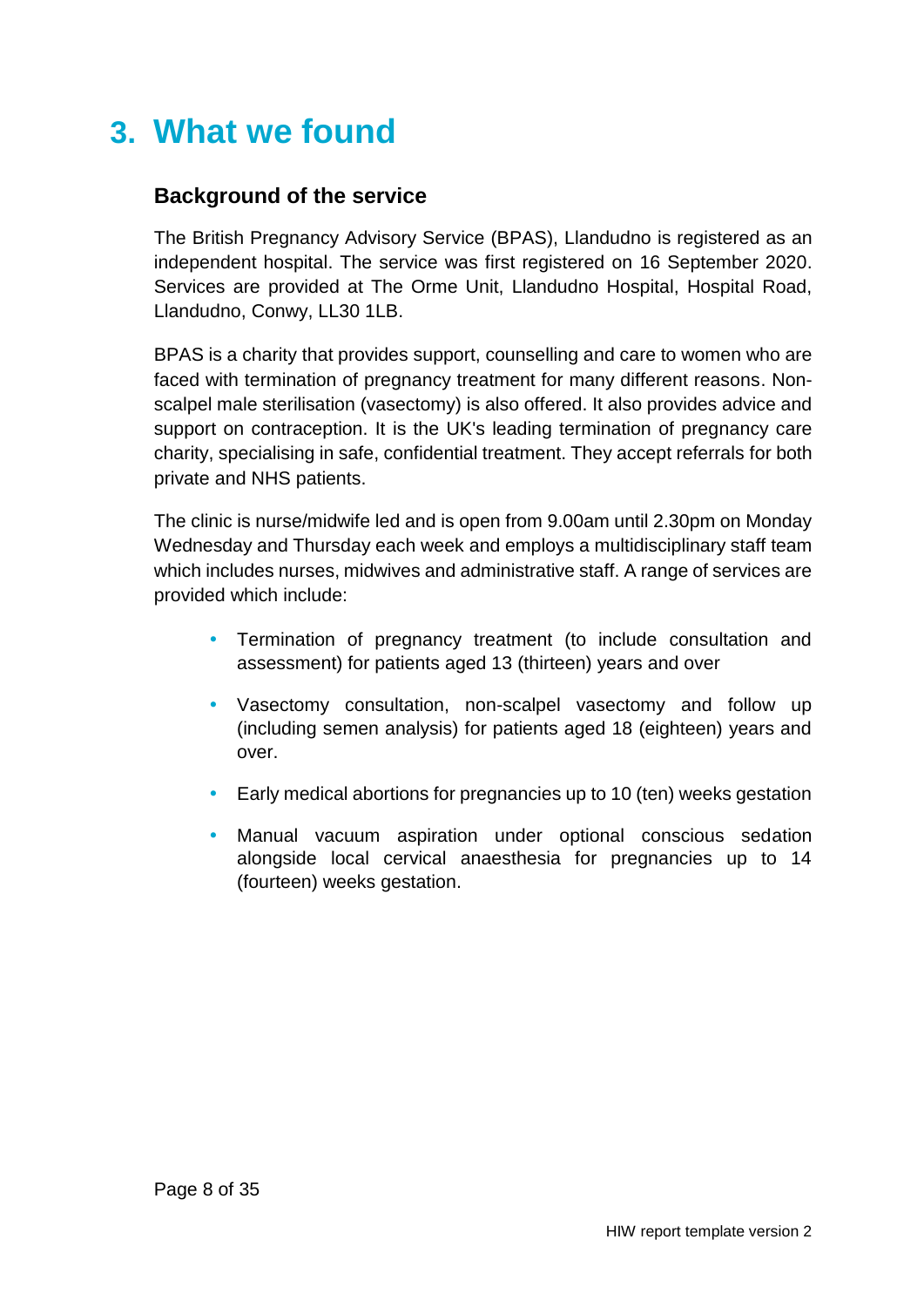# 3. What we found

## Background of the service

The British Pregnancy Advisory Service (BPAS), Llandudno is registered as an independent hospital. The service was first registered on 16 September 2020. Services are provided at The Orme Unit, Llandudno Hospital, Hospital Road, Llandudno, Conwy, LL30 1LB.

BPAS is a charity that provides support, counselling and care to women who are faced with termination of pregnancy treatment for many different reasons. Non-scalpel male sterilisation (vasectomy) is also offered. It also provides advice and support on contraception. It is the UK's leading termination of pregnancy care charity, specialising in safe, confidential treatment. They accept referrals for both private and NHS patients.

The clinic is nurse/midwife led and is open from 9.00am until 2.30pm on Monday Wednesday and Thursday each week and employs a multidisciplinary staff team which includes nurses, midwives and administrative staff. A range of services are provided which include:

- Termination of pregnancy treatment (to include consultation and assessment) for patients aged 13 (thirteen) years and over
- Vasectomy consultation, non-scalpel vasectomy and follow up (including semen analysis) for patients aged 18 (eighteen) years and over.
- Early medical abortions for pregnancies up to 10 (ten) weeks gestation
- Manual vacuum aspiration under optional conscious sedation alongside local cervical anaesthesia for pregnancies up to 14 (fourteen) weeks gestation.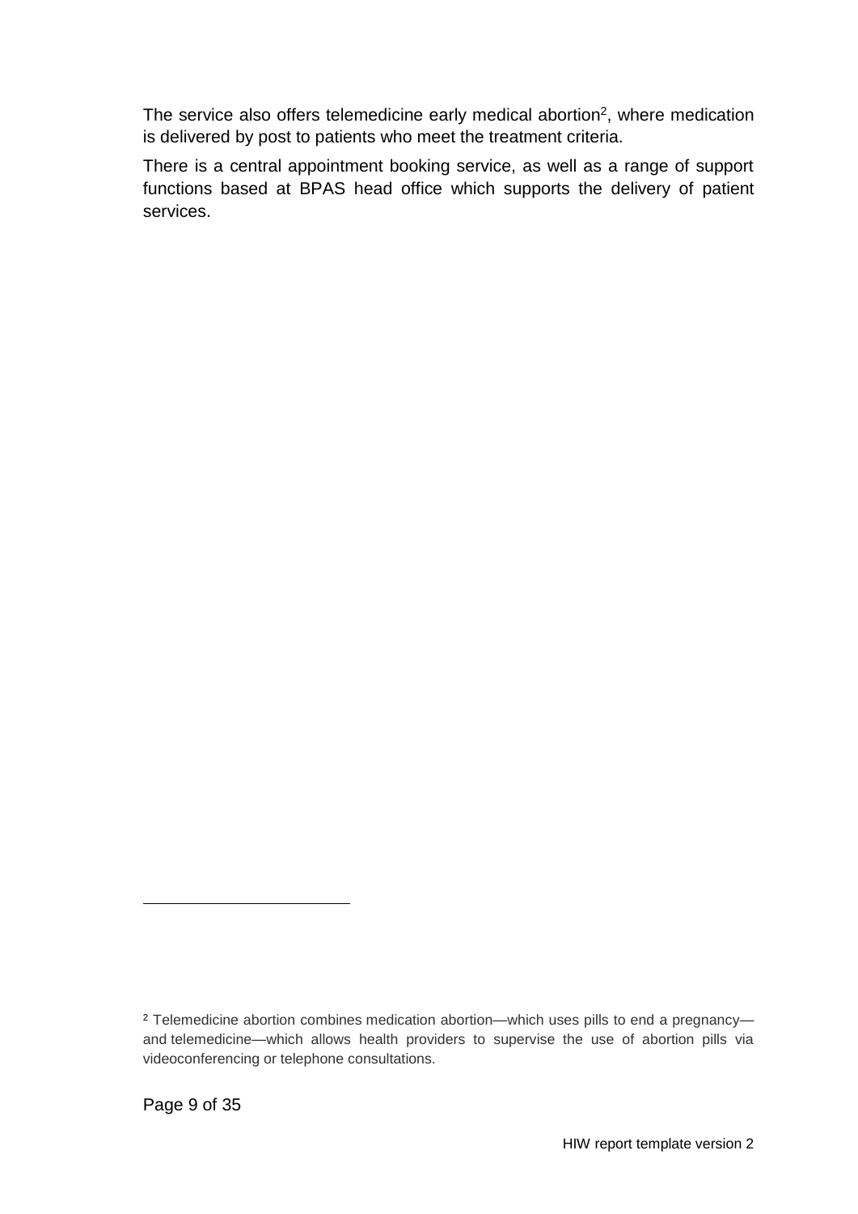The service also offers telemedicine early medical abortion[2], where medication is delivered by post to patients who meet the treatment criteria.

There is a central appointment booking service, as well as a range of support functions based at BPAS head office which supports the delivery of patient services.

[2] Telemedicine abortion combines medication abortion—which uses pills to end a pregnancy—and telemedicine—which allows health providers to supervise the use of abortion pills via videoconferencing or telephone consultations.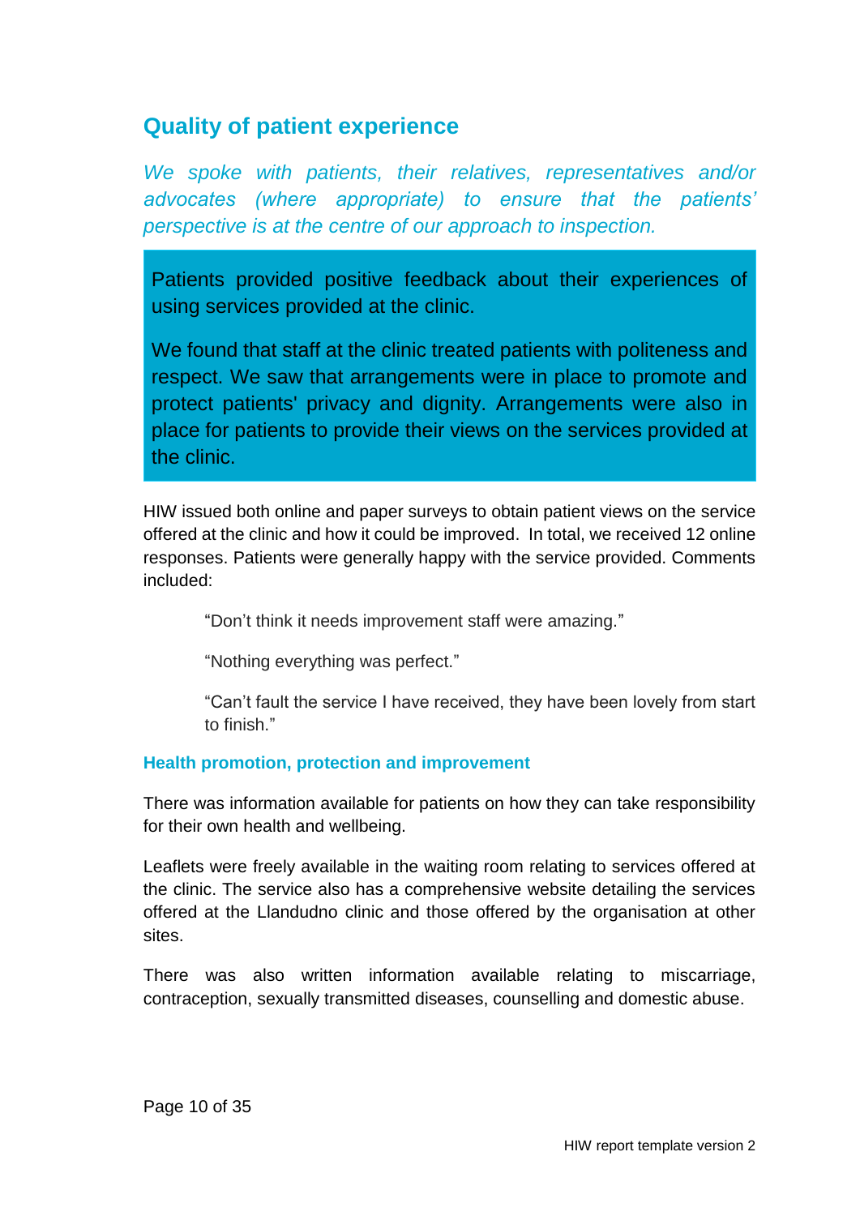## Quality of patient experience

*We spoke with patients, their relatives, representatives and/or advocates (where appropriate) to ensure that the patients' perspective is at the centre of our approach to inspection.*

> Patients provided positive feedback about their experiences of using services provided at the clinic.
>
> We found that staff at the clinic treated patients with politeness and respect. We saw that arrangements were in place to promote and protect patients' privacy and dignity. Arrangements were also in place for patients to provide their views on the services provided at the clinic.

HIW issued both online and paper surveys to obtain patient views on the service offered at the clinic and how it could be improved. In total, we received 12 online responses. Patients were generally happy with the service provided. Comments included:

> "Don't think it needs improvement staff were amazing."
>
> "Nothing everything was perfect."
>
> "Can't fault the service I have received, they have been lovely from start to finish."

### Health promotion, protection and improvement

There was information available for patients on how they can take responsibility for their own health and wellbeing.

Leaflets were freely available in the waiting room relating to services offered at the clinic. The service also has a comprehensive website detailing the services offered at the Llandudno clinic and those offered by the organisation at other sites.

There was also written information available relating to miscarriage, contraception, sexually transmitted diseases, counselling and domestic abuse.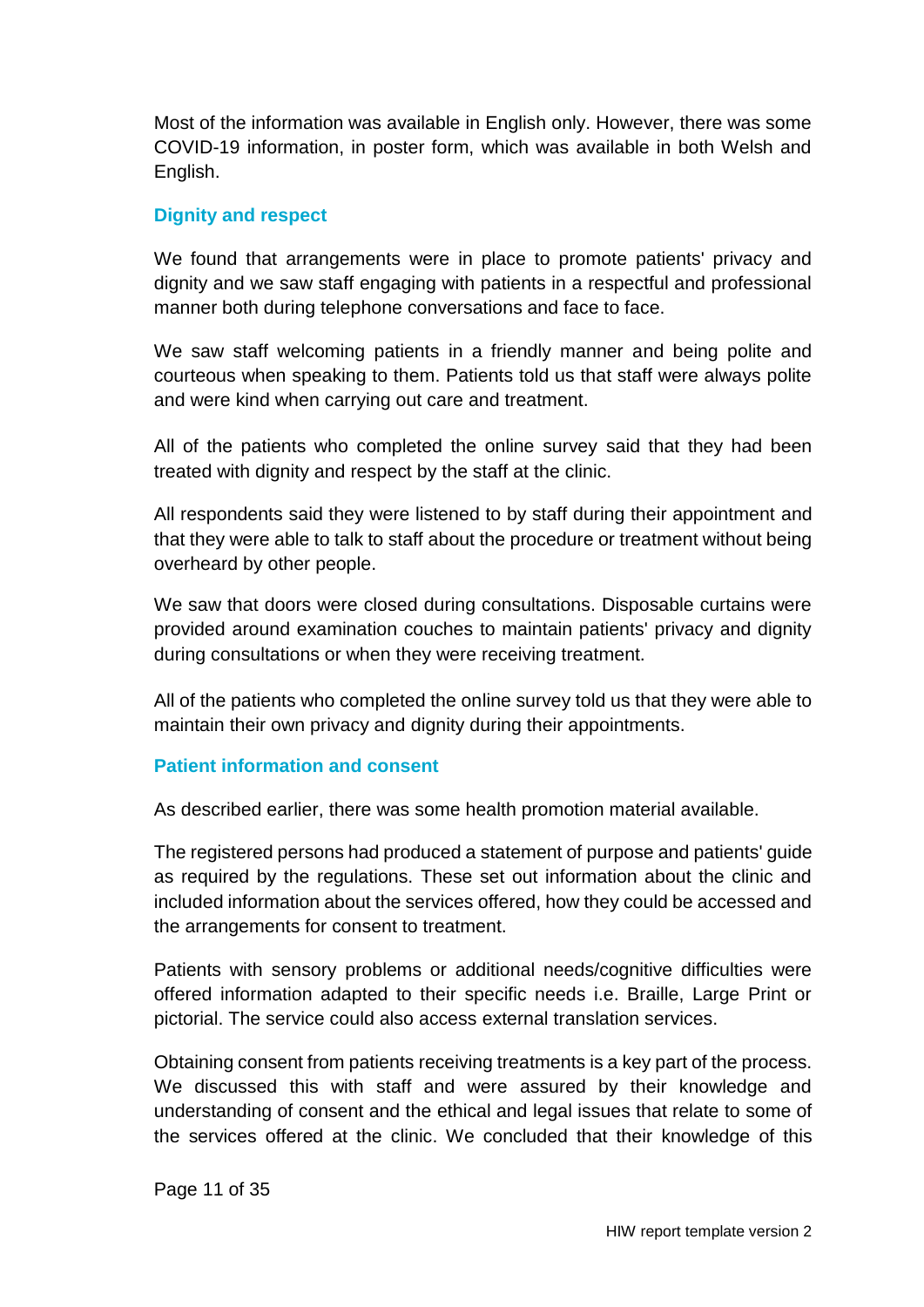Most of the information was available in English only. However, there was some COVID-19 information, in poster form, which was available in both Welsh and English.

### Dignity and respect

We found that arrangements were in place to promote patients' privacy and dignity and we saw staff engaging with patients in a respectful and professional manner both during telephone conversations and face to face.

We saw staff welcoming patients in a friendly manner and being polite and courteous when speaking to them. Patients told us that staff were always polite and were kind when carrying out care and treatment.

All of the patients who completed the online survey said that they had been treated with dignity and respect by the staff at the clinic.

All respondents said they were listened to by staff during their appointment and that they were able to talk to staff about the procedure or treatment without being overheard by other people.

We saw that doors were closed during consultations. Disposable curtains were provided around examination couches to maintain patients' privacy and dignity during consultations or when they were receiving treatment.

All of the patients who completed the online survey told us that they were able to maintain their own privacy and dignity during their appointments.

### Patient information and consent

As described earlier, there was some health promotion material available.

The registered persons had produced a statement of purpose and patients' guide as required by the regulations. These set out information about the clinic and included information about the services offered, how they could be accessed and the arrangements for consent to treatment.

Patients with sensory problems or additional needs/cognitive difficulties were offered information adapted to their specific needs i.e. Braille, Large Print or pictorial. The service could also access external translation services.

Obtaining consent from patients receiving treatments is a key part of the process. We discussed this with staff and were assured by their knowledge and understanding of consent and the ethical and legal issues that relate to some of the services offered at the clinic. We concluded that their knowledge of this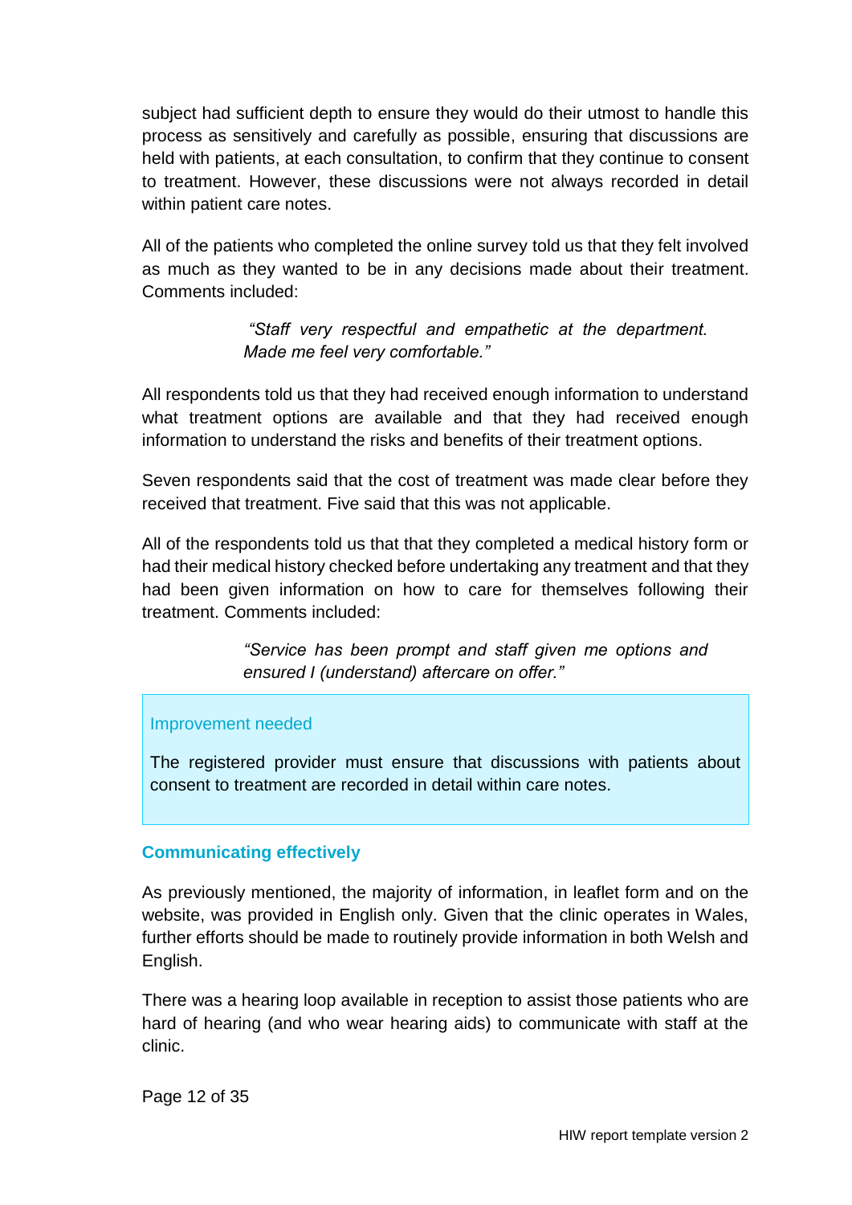subject had sufficient depth to ensure they would do their utmost to handle this process as sensitively and carefully as possible, ensuring that discussions are held with patients, at each consultation, to confirm that they continue to consent to treatment. However, these discussions were not always recorded in detail within patient care notes.

All of the patients who completed the online survey told us that they felt involved as much as they wanted to be in any decisions made about their treatment. Comments included:

> *"Staff very respectful and empathetic at the department. Made me feel very comfortable."*

All respondents told us that they had received enough information to understand what treatment options are available and that they had received enough information to understand the risks and benefits of their treatment options.

Seven respondents said that the cost of treatment was made clear before they received that treatment. Five said that this was not applicable.

All of the respondents told us that that they completed a medical history form or had their medical history checked before undertaking any treatment and that they had been given information on how to care for themselves following their treatment. Comments included:

> *"Service has been prompt and staff given me options and ensured I (understand) aftercare on offer."*

**Improvement needed**

The registered provider must ensure that discussions with patients about consent to treatment are recorded in detail within care notes.

### Communicating effectively

As previously mentioned, the majority of information, in leaflet form and on the website, was provided in English only. Given that the clinic operates in Wales, further efforts should be made to routinely provide information in both Welsh and English.

There was a hearing loop available in reception to assist those patients who are hard of hearing (and who wear hearing aids) to communicate with staff at the clinic.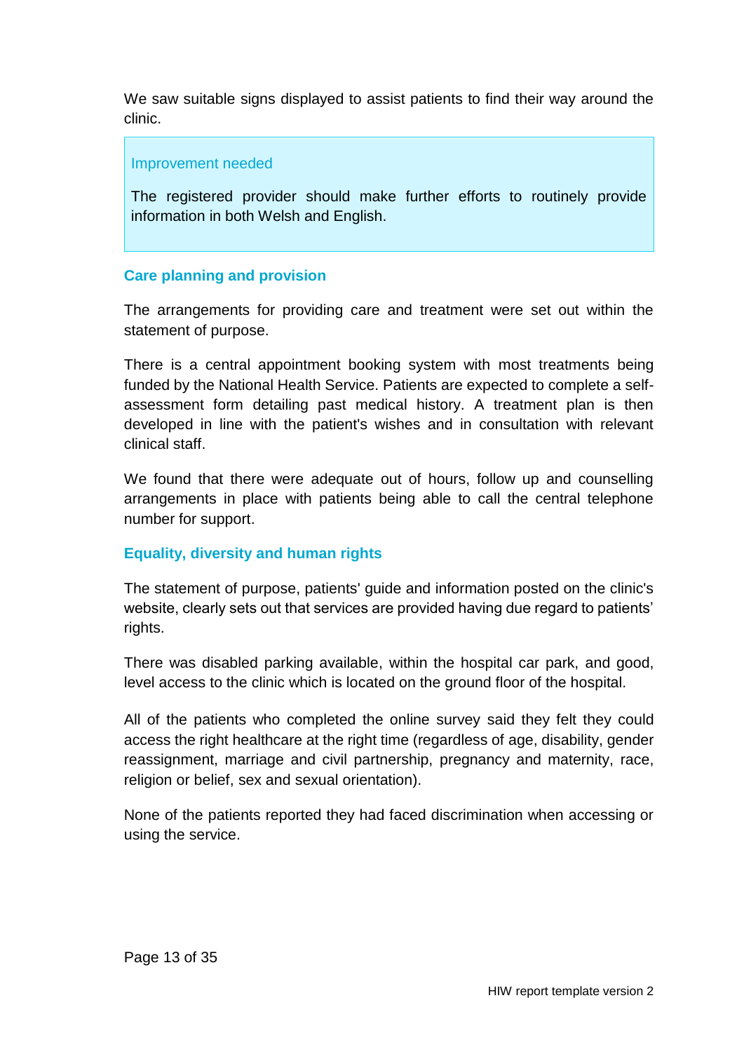We saw suitable signs displayed to assist patients to find their way around the clinic.

> Improvement needed
>
> The registered provider should make further efforts to routinely provide information in both Welsh and English.

### Care planning and provision

The arrangements for providing care and treatment were set out within the statement of purpose.

There is a central appointment booking system with most treatments being funded by the National Health Service. Patients are expected to complete a self-assessment form detailing past medical history. A treatment plan is then developed in line with the patient's wishes and in consultation with relevant clinical staff.

We found that there were adequate out of hours, follow up and counselling arrangements in place with patients being able to call the central telephone number for support.

### Equality, diversity and human rights

The statement of purpose, patients' guide and information posted on the clinic's website, clearly sets out that services are provided having due regard to patients' rights.

There was disabled parking available, within the hospital car park, and good, level access to the clinic which is located on the ground floor of the hospital.

All of the patients who completed the online survey said they felt they could access the right healthcare at the right time (regardless of age, disability, gender reassignment, marriage and civil partnership, pregnancy and maternity, race, religion or belief, sex and sexual orientation).

None of the patients reported they had faced discrimination when accessing or using the service.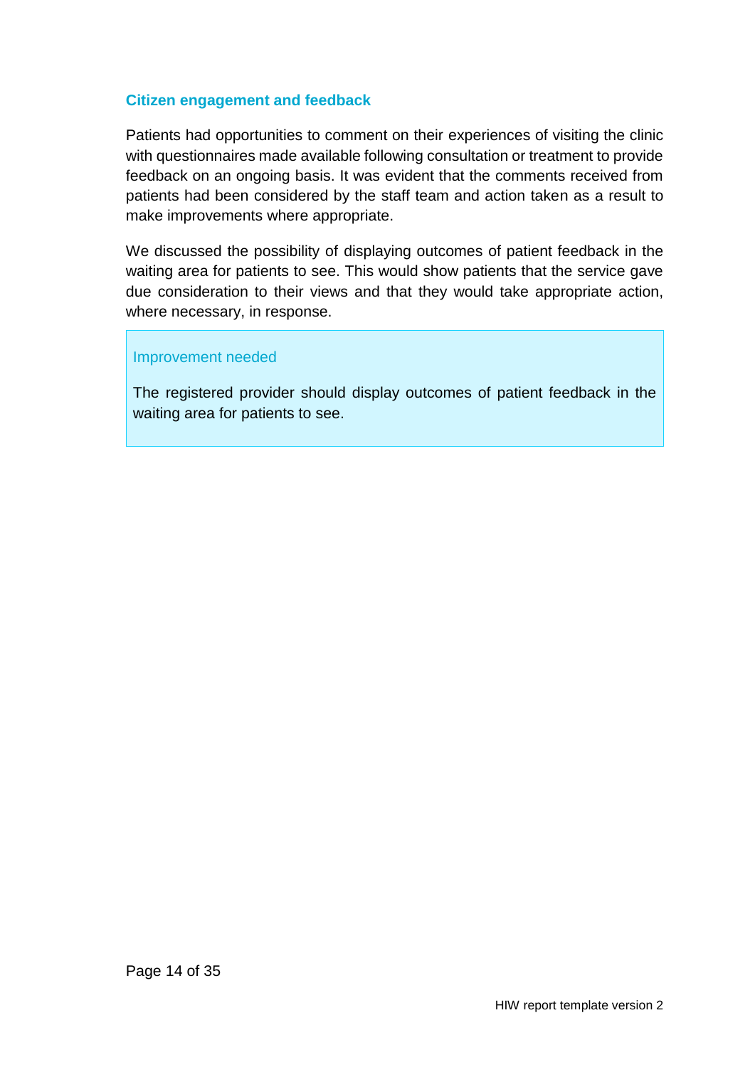### Citizen engagement and feedback

Patients had opportunities to comment on their experiences of visiting the clinic with questionnaires made available following consultation or treatment to provide feedback on an ongoing basis. It was evident that the comments received from patients had been considered by the staff team and action taken as a result to make improvements where appropriate.

We discussed the possibility of displaying outcomes of patient feedback in the waiting area for patients to see. This would show patients that the service gave due consideration to their views and that they would take appropriate action, where necessary, in response.

> Improvement needed
>
> The registered provider should display outcomes of patient feedback in the waiting area for patients to see.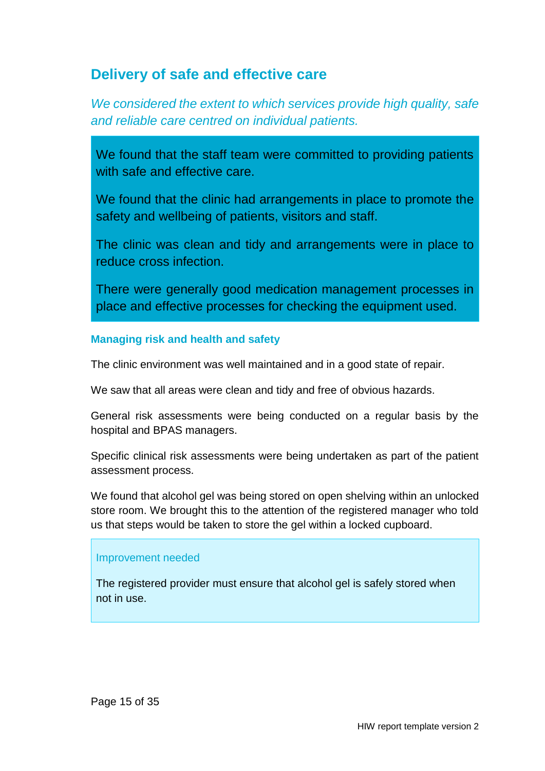## Delivery of safe and effective care

*We considered the extent to which services provide high quality, safe and reliable care centred on individual patients.*

We found that the staff team were committed to providing patients with safe and effective care.

We found that the clinic had arrangements in place to promote the safety and wellbeing of patients, visitors and staff.

The clinic was clean and tidy and arrangements were in place to reduce cross infection.

There were generally good medication management processes in place and effective processes for checking the equipment used.

### Managing risk and health and safety

The clinic environment was well maintained and in a good state of repair.

We saw that all areas were clean and tidy and free of obvious hazards.

General risk assessments were being conducted on a regular basis by the hospital and BPAS managers.

Specific clinical risk assessments were being undertaken as part of the patient assessment process.

We found that alcohol gel was being stored on open shelving within an unlocked store room. We brought this to the attention of the registered manager who told us that steps would be taken to store the gel within a locked cupboard.

**Improvement needed**

The registered provider must ensure that alcohol gel is safely stored when not in use.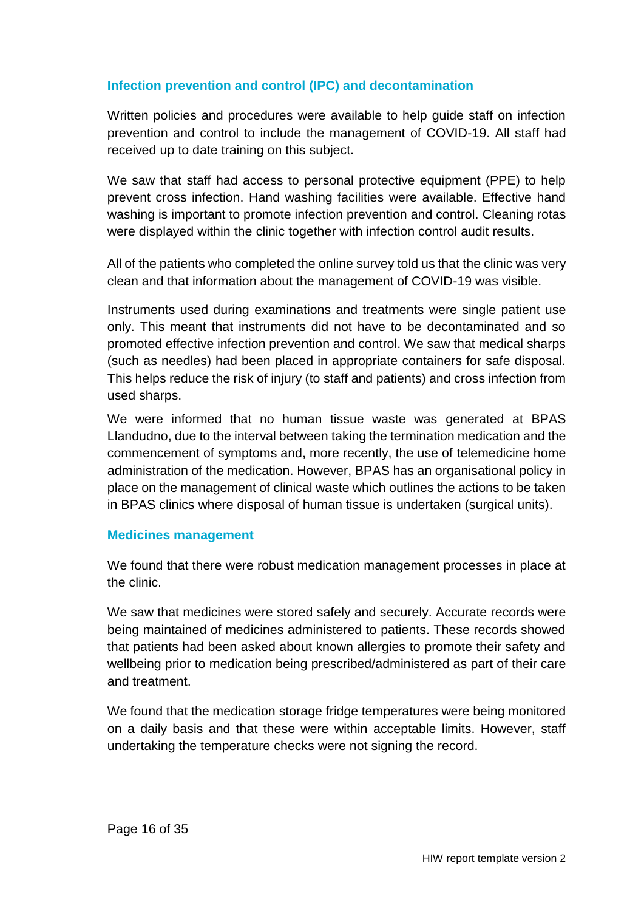### Infection prevention and control (IPC) and decontamination

Written policies and procedures were available to help guide staff on infection prevention and control to include the management of COVID-19. All staff had received up to date training on this subject.

We saw that staff had access to personal protective equipment (PPE) to help prevent cross infection. Hand washing facilities were available. Effective hand washing is important to promote infection prevention and control. Cleaning rotas were displayed within the clinic together with infection control audit results.

All of the patients who completed the online survey told us that the clinic was very clean and that information about the management of COVID-19 was visible.

Instruments used during examinations and treatments were single patient use only. This meant that instruments did not have to be decontaminated and so promoted effective infection prevention and control. We saw that medical sharps (such as needles) had been placed in appropriate containers for safe disposal. This helps reduce the risk of injury (to staff and patients) and cross infection from used sharps.

We were informed that no human tissue waste was generated at BPAS Llandudno, due to the interval between taking the termination medication and the commencement of symptoms and, more recently, the use of telemedicine home administration of the medication. However, BPAS has an organisational policy in place on the management of clinical waste which outlines the actions to be taken in BPAS clinics where disposal of human tissue is undertaken (surgical units).

### Medicines management

We found that there were robust medication management processes in place at the clinic.

We saw that medicines were stored safely and securely. Accurate records were being maintained of medicines administered to patients. These records showed that patients had been asked about known allergies to promote their safety and wellbeing prior to medication being prescribed/administered as part of their care and treatment.

We found that the medication storage fridge temperatures were being monitored on a daily basis and that these were within acceptable limits. However, staff undertaking the temperature checks were not signing the record.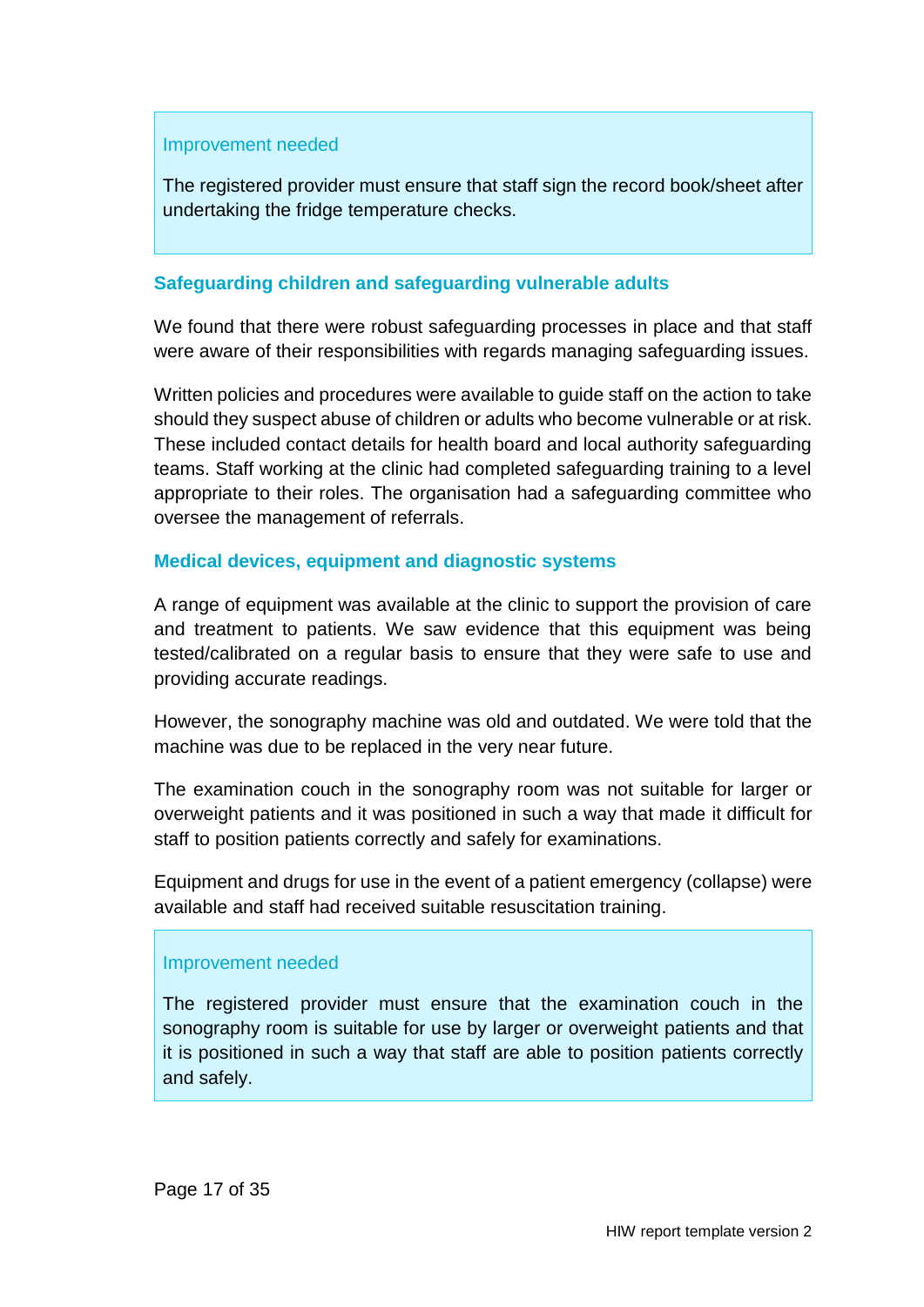**Improvement needed**

The registered provider must ensure that staff sign the record book/sheet after undertaking the fridge temperature checks.

### Safeguarding children and safeguarding vulnerable adults

We found that there were robust safeguarding processes in place and that staff were aware of their responsibilities with regards managing safeguarding issues.

Written policies and procedures were available to guide staff on the action to take should they suspect abuse of children or adults who become vulnerable or at risk. These included contact details for health board and local authority safeguarding teams. Staff working at the clinic had completed safeguarding training to a level appropriate to their roles. The organisation had a safeguarding committee who oversee the management of referrals.

### Medical devices, equipment and diagnostic systems

A range of equipment was available at the clinic to support the provision of care and treatment to patients. We saw evidence that this equipment was being tested/calibrated on a regular basis to ensure that they were safe to use and providing accurate readings.

However, the sonography machine was old and outdated. We were told that the machine was due to be replaced in the very near future.

The examination couch in the sonography room was not suitable for larger or overweight patients and it was positioned in such a way that made it difficult for staff to position patients correctly and safely for examinations.

Equipment and drugs for use in the event of a patient emergency (collapse) were available and staff had received suitable resuscitation training.

**Improvement needed**

The registered provider must ensure that the examination couch in the sonography room is suitable for use by larger or overweight patients and that it is positioned in such a way that staff are able to position patients correctly and safely.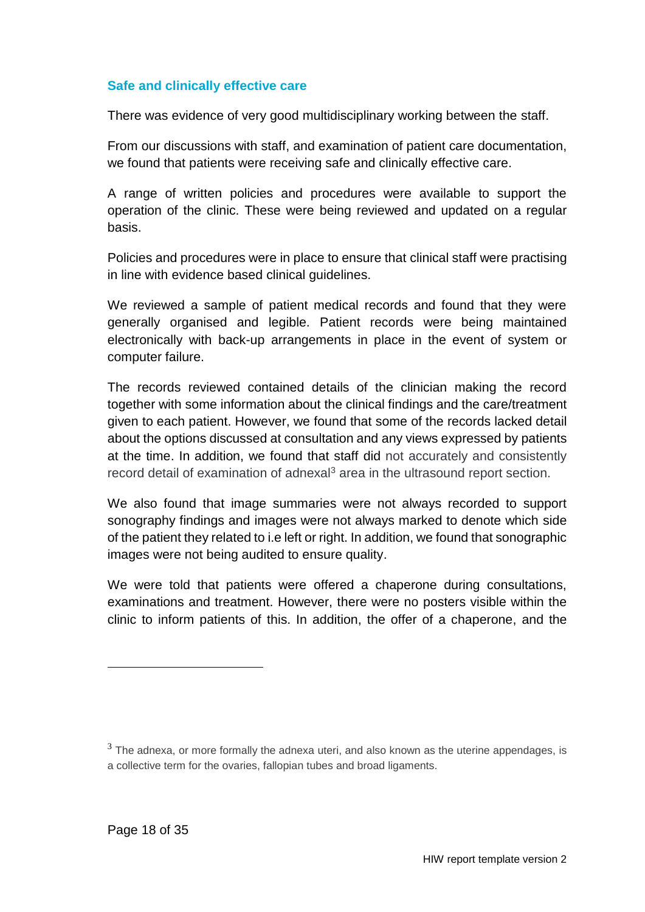### Safe and clinically effective care

There was evidence of very good multidisciplinary working between the staff.

From our discussions with staff, and examination of patient care documentation, we found that patients were receiving safe and clinically effective care.

A range of written policies and procedures were available to support the operation of the clinic. These were being reviewed and updated on a regular basis.

Policies and procedures were in place to ensure that clinical staff were practising in line with evidence based clinical guidelines.

We reviewed a sample of patient medical records and found that they were generally organised and legible. Patient records were being maintained electronically with back-up arrangements in place in the event of system or computer failure.

The records reviewed contained details of the clinician making the record together with some information about the clinical findings and the care/treatment given to each patient. However, we found that some of the records lacked detail about the options discussed at consultation and any views expressed by patients at the time. In addition, we found that staff did not accurately and consistently record detail of examination of adnexal[3] area in the ultrasound report section.

We also found that image summaries were not always recorded to support sonography findings and images were not always marked to denote which side of the patient they related to i.e left or right. In addition, we found that sonographic images were not being audited to ensure quality.

We were told that patients were offered a chaperone during consultations, examinations and treatment. However, there were no posters visible within the clinic to inform patients of this. In addition, the offer of a chaperone, and the

---

[3] The adnexa, or more formally the adnexa uteri, and also known as the uterine appendages, is a collective term for the ovaries, fallopian tubes and broad ligaments.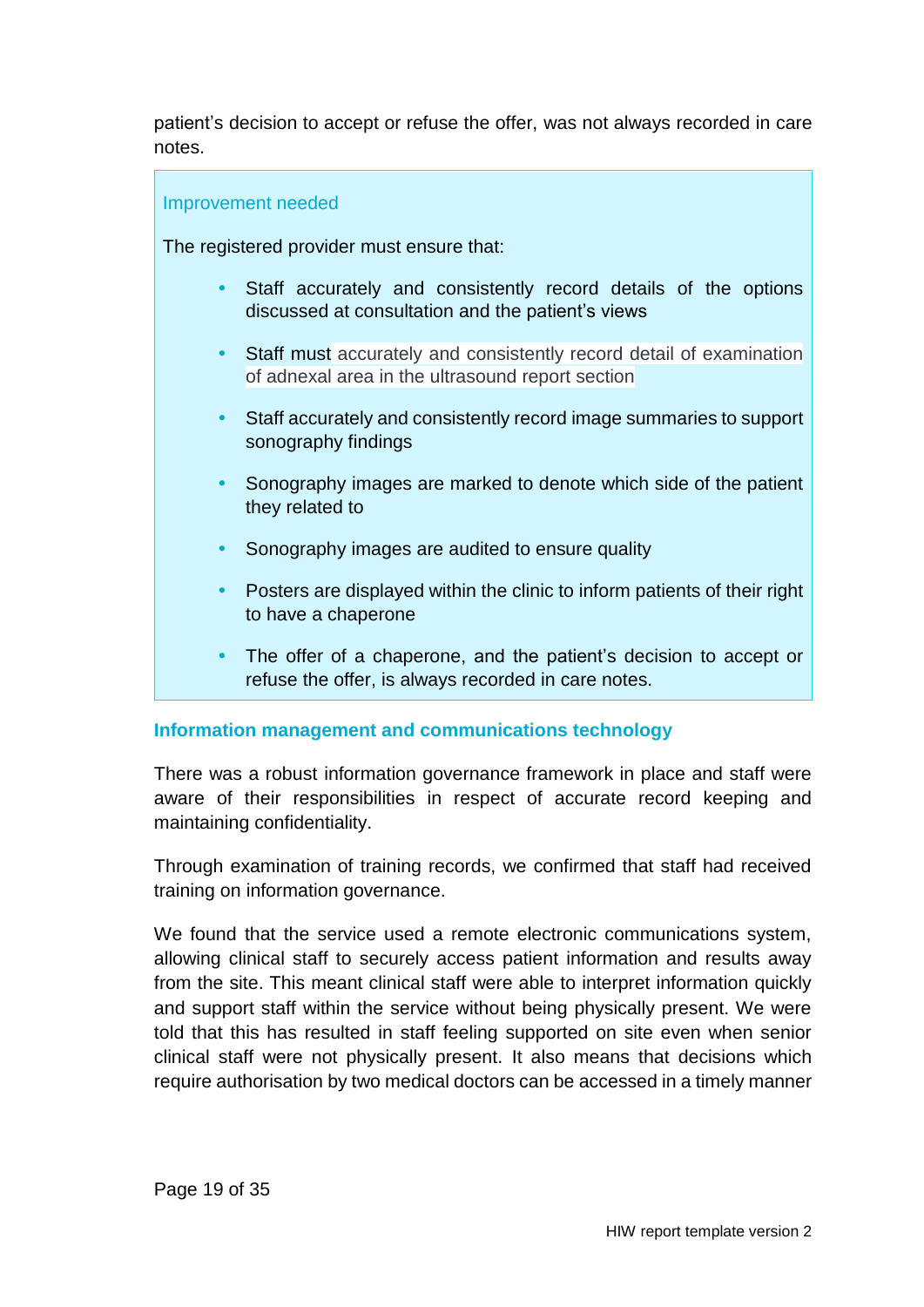patient's decision to accept or refuse the offer, was not always recorded in care notes.

**Improvement needed**

The registered provider must ensure that:

- Staff accurately and consistently record details of the options discussed at consultation and the patient's views
- Staff must accurately and consistently record detail of examination of adnexal area in the ultrasound report section
- Staff accurately and consistently record image summaries to support sonography findings
- Sonography images are marked to denote which side of the patient they related to
- Sonography images are audited to ensure quality
- Posters are displayed within the clinic to inform patients of their right to have a chaperone
- The offer of a chaperone, and the patient's decision to accept or refuse the offer, is always recorded in care notes.

### Information management and communications technology

There was a robust information governance framework in place and staff were aware of their responsibilities in respect of accurate record keeping and maintaining confidentiality.

Through examination of training records, we confirmed that staff had received training on information governance.

We found that the service used a remote electronic communications system, allowing clinical staff to securely access patient information and results away from the site. This meant clinical staff were able to interpret information quickly and support staff within the service without being physically present. We were told that this has resulted in staff feeling supported on site even when senior clinical staff were not physically present. It also means that decisions which require authorisation by two medical doctors can be accessed in a timely manner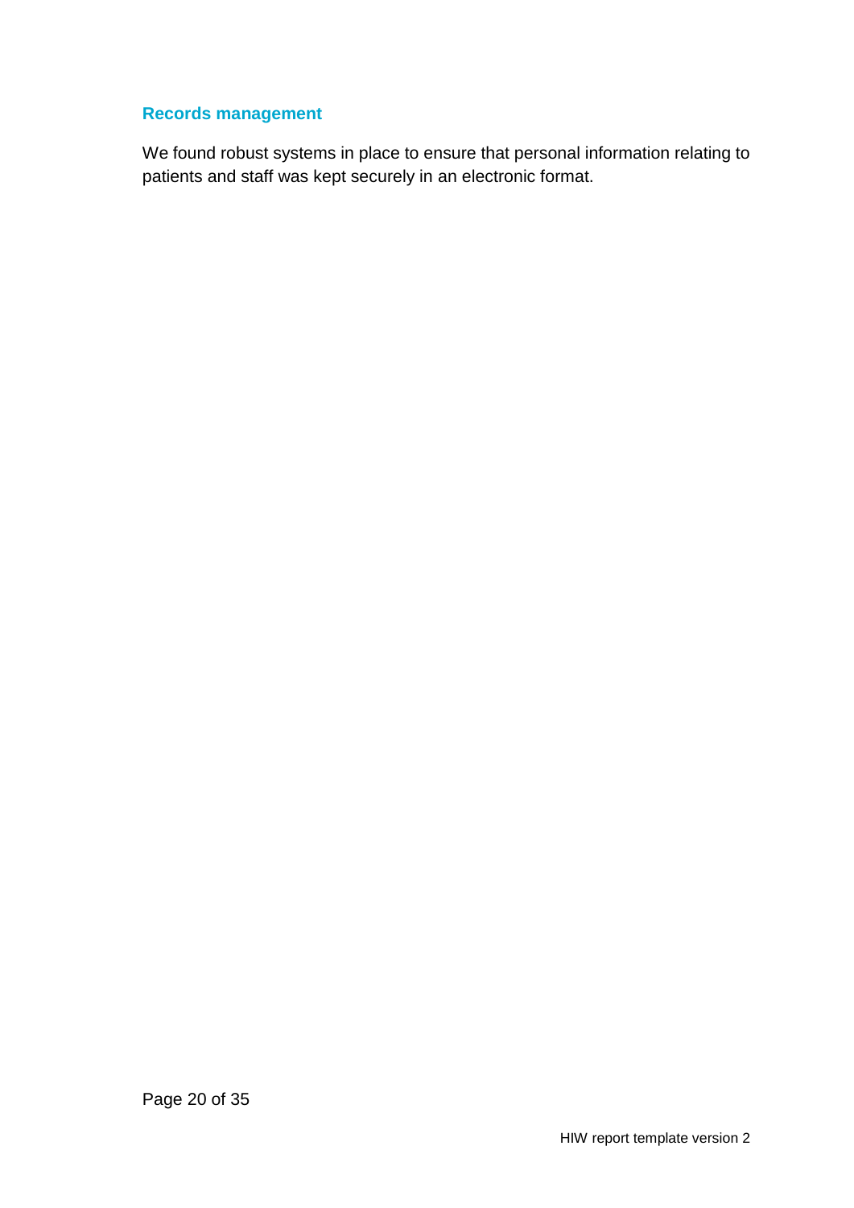### Records management

We found robust systems in place to ensure that personal information relating to patients and staff was kept securely in an electronic format.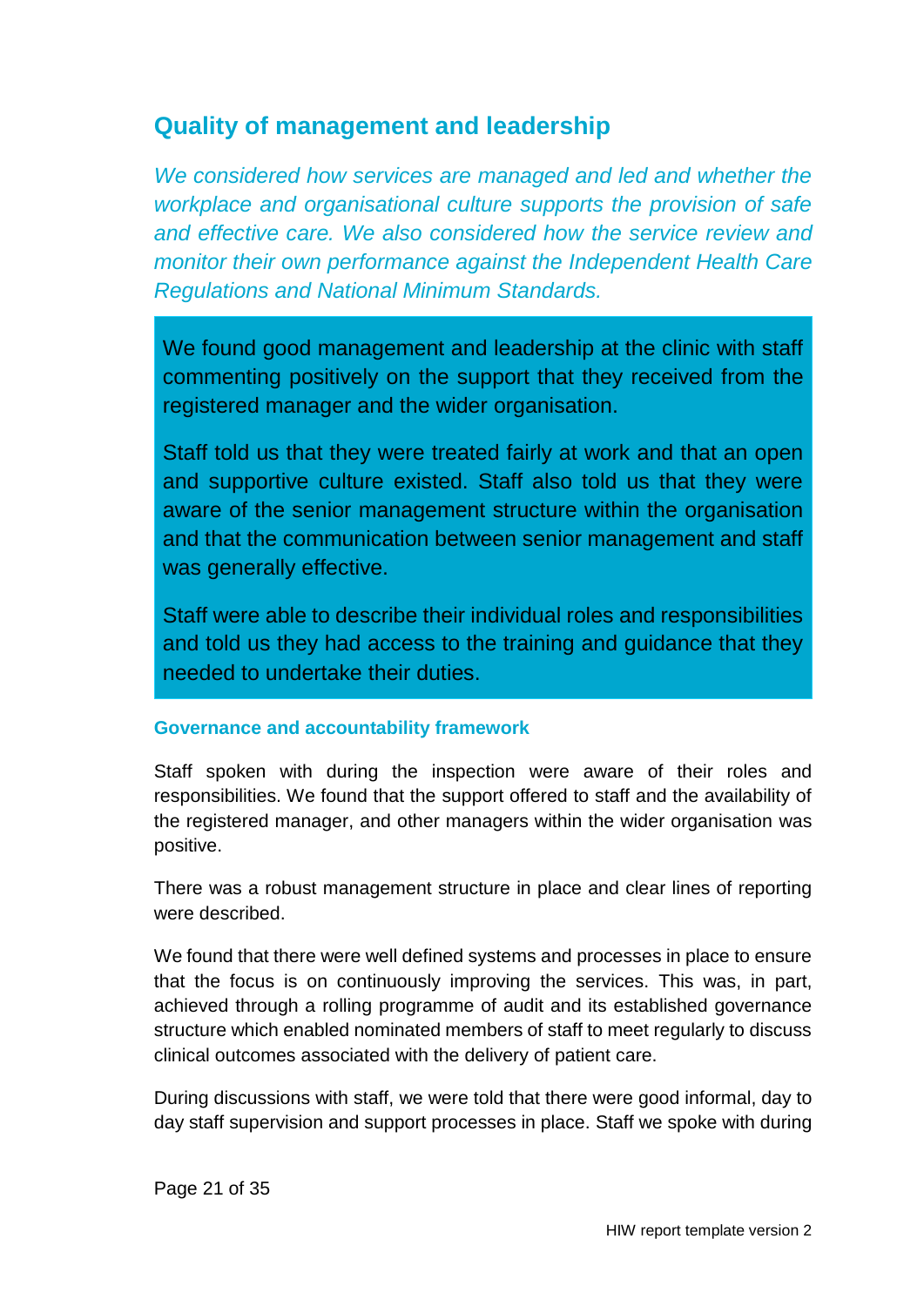## Quality of management and leadership

*We considered how services are managed and led and whether the workplace and organisational culture supports the provision of safe and effective care. We also considered how the service review and monitor their own performance against the Independent Health Care Regulations and National Minimum Standards.*

We found good management and leadership at the clinic with staff commenting positively on the support that they received from the registered manager and the wider organisation.

Staff told us that they were treated fairly at work and that an open and supportive culture existed. Staff also told us that they were aware of the senior management structure within the organisation and that the communication between senior management and staff was generally effective.

Staff were able to describe their individual roles and responsibilities and told us they had access to the training and guidance that they needed to undertake their duties.

### Governance and accountability framework

Staff spoken with during the inspection were aware of their roles and responsibilities. We found that the support offered to staff and the availability of the registered manager, and other managers within the wider organisation was positive.

There was a robust management structure in place and clear lines of reporting were described.

We found that there were well defined systems and processes in place to ensure that the focus is on continuously improving the services. This was, in part, achieved through a rolling programme of audit and its established governance structure which enabled nominated members of staff to meet regularly to discuss clinical outcomes associated with the delivery of patient care.

During discussions with staff, we were told that there were good informal, day to day staff supervision and support processes in place. Staff we spoke with during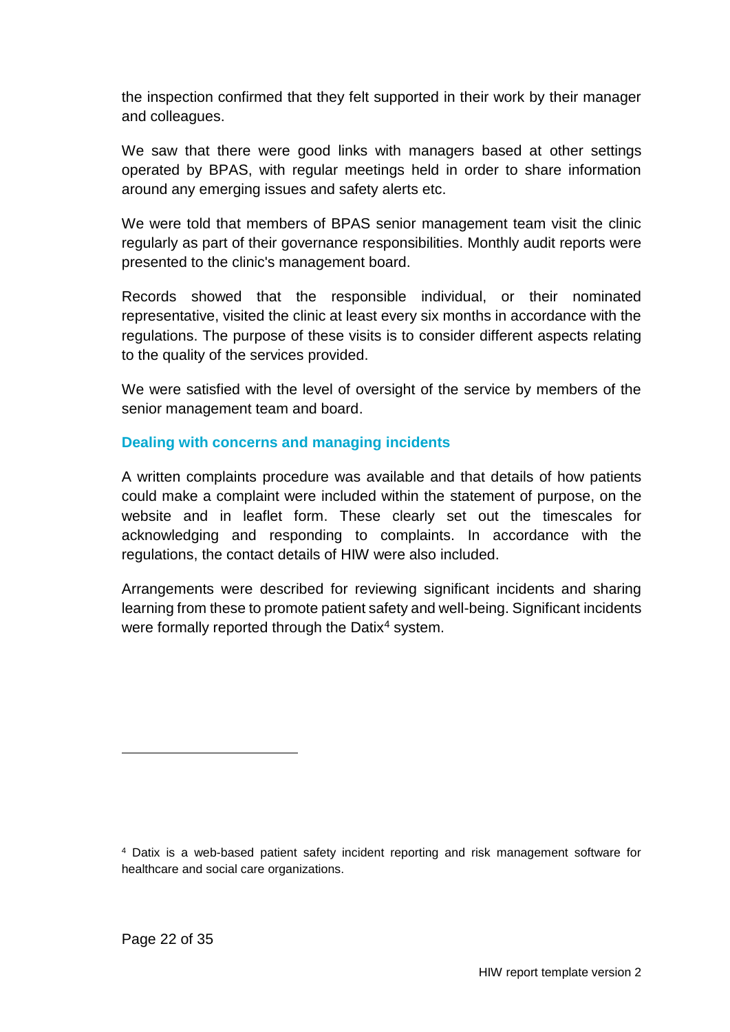the inspection confirmed that they felt supported in their work by their manager and colleagues.

We saw that there were good links with managers based at other settings operated by BPAS, with regular meetings held in order to share information around any emerging issues and safety alerts etc.

We were told that members of BPAS senior management team visit the clinic regularly as part of their governance responsibilities. Monthly audit reports were presented to the clinic's management board.

Records showed that the responsible individual, or their nominated representative, visited the clinic at least every six months in accordance with the regulations. The purpose of these visits is to consider different aspects relating to the quality of the services provided.

We were satisfied with the level of oversight of the service by members of the senior management team and board.

### Dealing with concerns and managing incidents

A written complaints procedure was available and that details of how patients could make a complaint were included within the statement of purpose, on the website and in leaflet form. These clearly set out the timescales for acknowledging and responding to complaints. In accordance with the regulations, the contact details of HIW were also included.

Arrangements were described for reviewing significant incidents and sharing learning from these to promote patient safety and well-being. Significant incidents were formally reported through the Datix[4] system.

[4] Datix is a web-based patient safety incident reporting and risk management software for healthcare and social care organizations.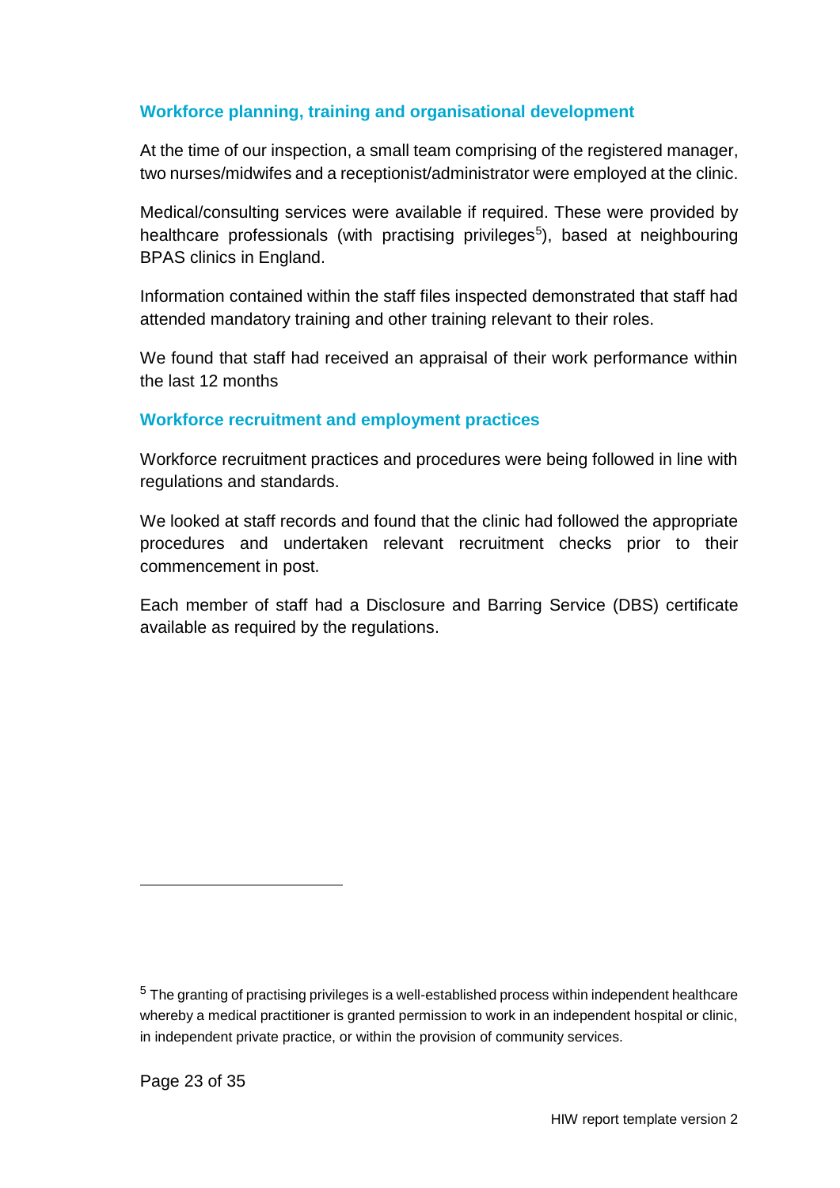### Workforce planning, training and organisational development

At the time of our inspection, a small team comprising of the registered manager, two nurses/midwifes and a receptionist/administrator were employed at the clinic.

Medical/consulting services were available if required. These were provided by healthcare professionals (with practising privileges[5]), based at neighbouring BPAS clinics in England.

Information contained within the staff files inspected demonstrated that staff had attended mandatory training and other training relevant to their roles.

We found that staff had received an appraisal of their work performance within the last 12 months

### Workforce recruitment and employment practices

Workforce recruitment practices and procedures were being followed in line with regulations and standards.

We looked at staff records and found that the clinic had followed the appropriate procedures and undertaken relevant recruitment checks prior to their commencement in post.

Each member of staff had a Disclosure and Barring Service (DBS) certificate available as required by the regulations.

---

[5] The granting of practising privileges is a well-established process within independent healthcare whereby a medical practitioner is granted permission to work in an independent hospital or clinic, in independent private practice, or within the provision of community services.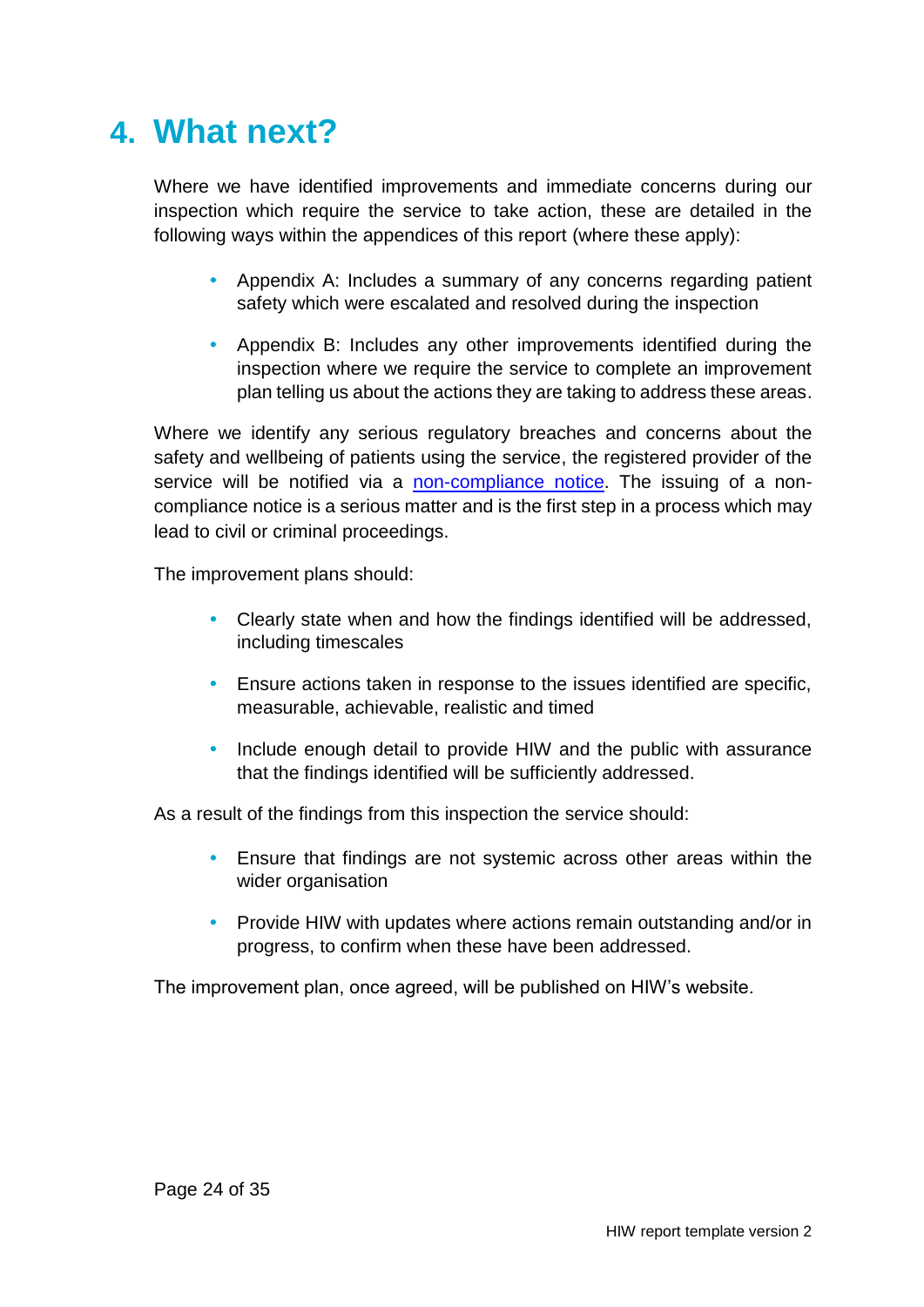# 4. What next?

Where we have identified improvements and immediate concerns during our inspection which require the service to take action, these are detailed in the following ways within the appendices of this report (where these apply):

- Appendix A: Includes a summary of any concerns regarding patient safety which were escalated and resolved during the inspection
- Appendix B: Includes any other improvements identified during the inspection where we require the service to complete an improvement plan telling us about the actions they are taking to address these areas.

Where we identify any serious regulatory breaches and concerns about the safety and wellbeing of patients using the service, the registered provider of the service will be notified via a non-compliance notice. The issuing of a non-compliance notice is a serious matter and is the first step in a process which may lead to civil or criminal proceedings.

The improvement plans should:

- Clearly state when and how the findings identified will be addressed, including timescales
- Ensure actions taken in response to the issues identified are specific, measurable, achievable, realistic and timed
- Include enough detail to provide HIW and the public with assurance that the findings identified will be sufficiently addressed.

As a result of the findings from this inspection the service should:

- Ensure that findings are not systemic across other areas within the wider organisation
- Provide HIW with updates where actions remain outstanding and/or in progress, to confirm when these have been addressed.

The improvement plan, once agreed, will be published on HIW's website.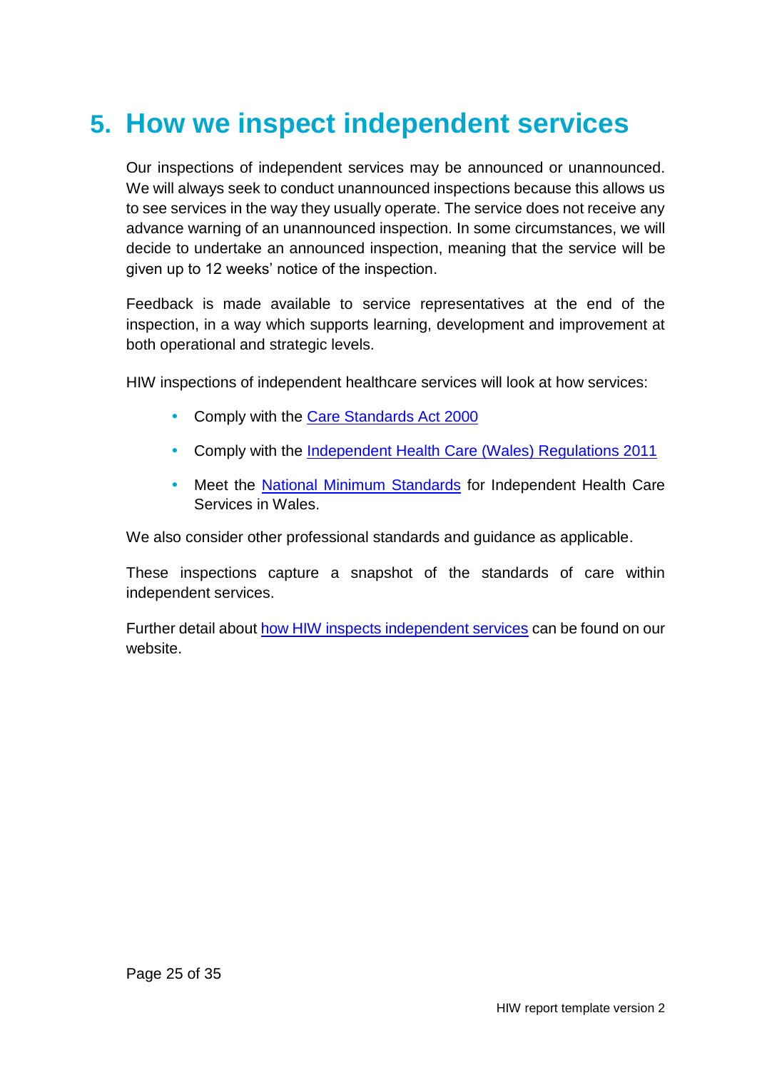# 5. How we inspect independent services

Our inspections of independent services may be announced or unannounced. We will always seek to conduct unannounced inspections because this allows us to see services in the way they usually operate. The service does not receive any advance warning of an unannounced inspection. In some circumstances, we will decide to undertake an announced inspection, meaning that the service will be given up to 12 weeks' notice of the inspection.

Feedback is made available to service representatives at the end of the inspection, in a way which supports learning, development and improvement at both operational and strategic levels.

HIW inspections of independent healthcare services will look at how services:

- Comply with the Care Standards Act 2000
- Comply with the Independent Health Care (Wales) Regulations 2011
- Meet the National Minimum Standards for Independent Health Care Services in Wales.

We also consider other professional standards and guidance as applicable.

These inspections capture a snapshot of the standards of care within independent services.

Further detail about how HIW inspects independent services can be found on our website.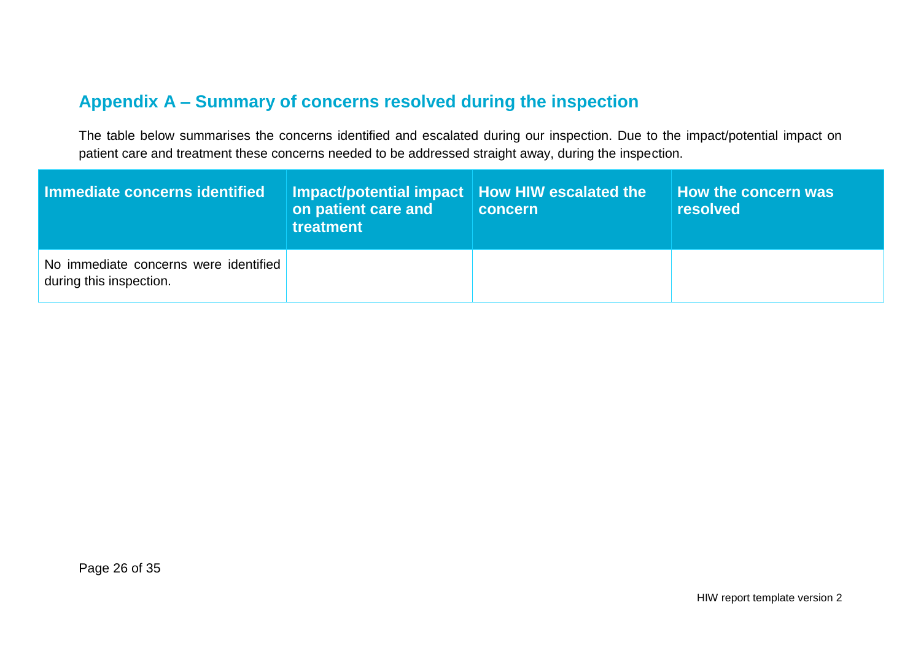## Appendix A – Summary of concerns resolved during the inspection

The table below summarises the concerns identified and escalated during our inspection. Due to the impact/potential impact on patient care and treatment these concerns needed to be addressed straight away, during the inspection.

| Immediate concerns identified | Impact/potential impact on patient care and treatment | How HIW escalated the concern | How the concern was resolved |
| --- | --- | --- | --- |
| No immediate concerns were identified during this inspection. | | | |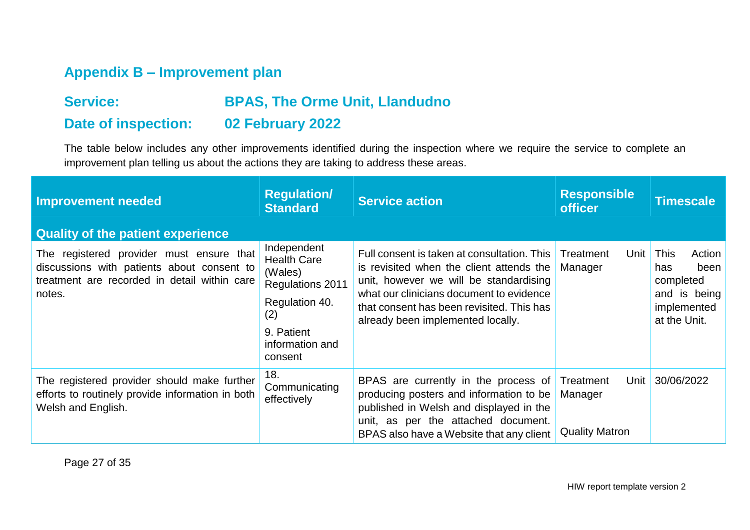## Appendix B – Improvement plan

**Service:** BPAS, The Orme Unit, Llandudno

**Date of inspection:** 02 February 2022

The table below includes any other improvements identified during the inspection where we require the service to complete an improvement plan telling us about the actions they are taking to address these areas.

| Improvement needed | Regulation/ Standard | Service action | Responsible officer | Timescale |
|---|---|---|---|---|
| **Quality of the patient experience** | | | | |
| The registered provider must ensure that discussions with patients about consent to treatment are recorded in detail within care notes. | Independent Health Care (Wales) Regulations 2011 Regulation 40. (2) 9. Patient information and consent | Full consent is taken at consultation. This is revisited when the client attends the unit, however we will be standardising what our clinicians document to evidence that consent has been revisited. This has already been implemented locally. | Treatment Unit Manager | This Action has been completed and is being implemented at the Unit. |
| The registered provider should make further efforts to routinely provide information in both Welsh and English. | 18. Communicating effectively | BPAS are currently in the process of producing posters and information to be published in Welsh and displayed in the unit, as per the attached document. BPAS also have a Website that any client | Treatment Unit Manager<br><br>Quality Matron | 30/06/2022 |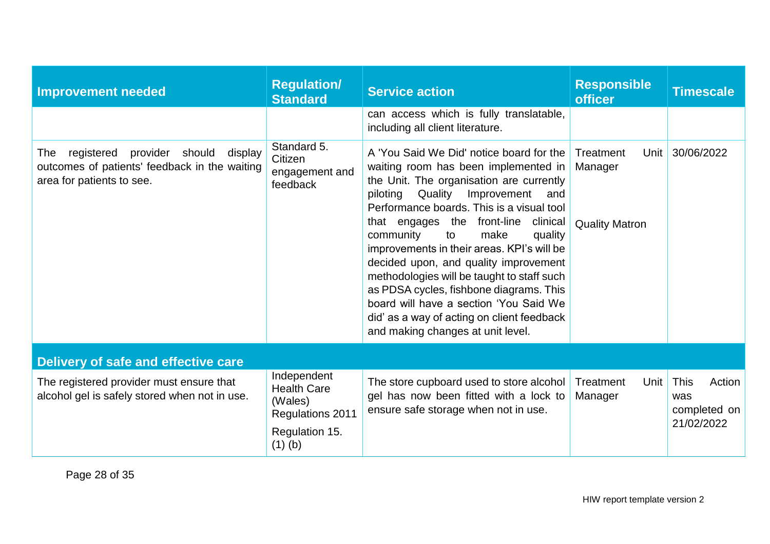| Improvement needed | Regulation/ Standard | Service action | Responsible officer | Timescale |
|---|---|---|---|---|
| | | can access which is fully translatable, including all client literature. | | |
| The registered provider should display outcomes of patients' feedback in the waiting area for patients to see. | Standard 5. Citizen engagement and feedback | A 'You Said We Did' notice board for the waiting room has been implemented in the Unit. The organisation are currently piloting Quality Improvement and Performance boards. This is a visual tool that engages the front-line clinical community to make quality improvements in their areas. KPI's will be decided upon, and quality improvement methodologies will be taught to staff such as PDSA cycles, fishbone diagrams. This board will have a section 'You Said We did' as a way of acting on client feedback and making changes at unit level. | Treatment Unit Manager<br><br>Quality Matron | 30/06/2022 |
| **Delivery of safe and effective care** | | | | |
| The registered provider must ensure that alcohol gel is safely stored when not in use. | Independent Health Care (Wales) Regulations 2011<br><br>Regulation 15. (1) (b) | The store cupboard used to store alcohol gel has now been fitted with a lock to ensure safe storage when not in use. | Treatment Unit Manager | This Action was completed on 21/02/2022 |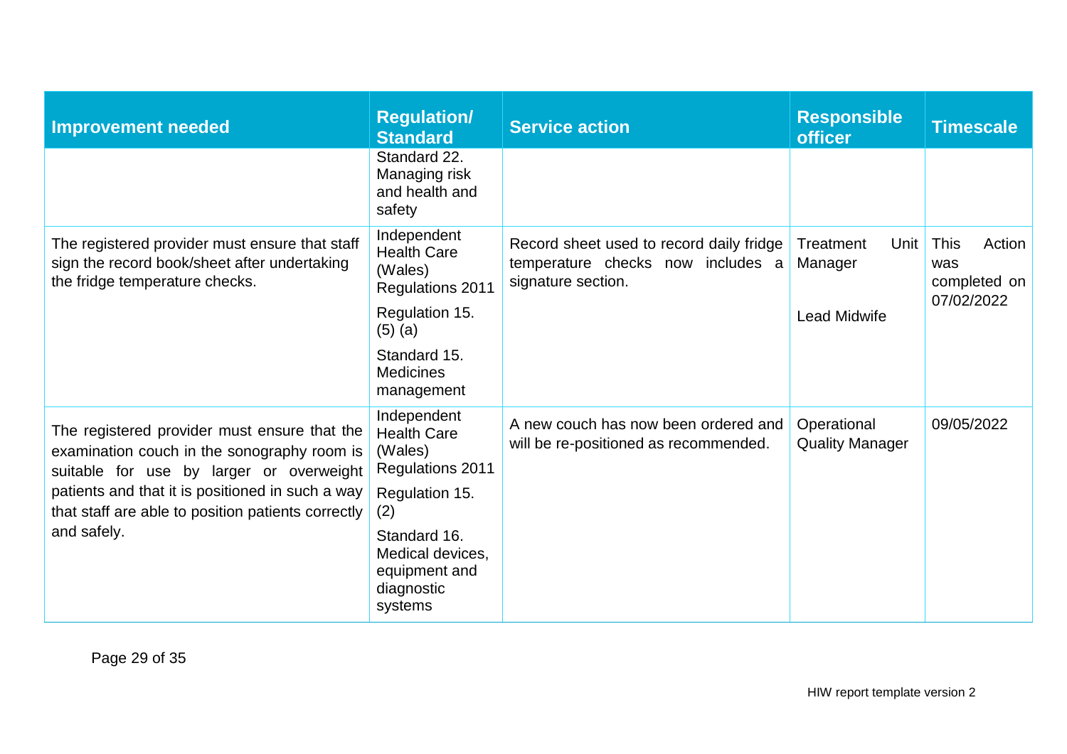| Improvement needed | Regulation/ Standard | Service action | Responsible officer | Timescale |
|---|---|---|---|---|
| | Standard 22. Managing risk and health and safety | | | |
| The registered provider must ensure that staff sign the record book/sheet after undertaking the fridge temperature checks. | Independent Health Care (Wales) Regulations 2011<br><br>Regulation 15. (5) (a)<br><br>Standard 15. Medicines management | Record sheet used to record daily fridge temperature checks now includes a signature section. | Treatment Unit Manager<br><br>Lead Midwife | This Action was completed on 07/02/2022 |
| The registered provider must ensure that the examination couch in the sonography room is suitable for use by larger or overweight patients and that it is positioned in such a way that staff are able to position patients correctly and safely. | Independent Health Care (Wales) Regulations 2011<br><br>Regulation 15. (2)<br><br>Standard 16. Medical devices, equipment and diagnostic systems | A new couch has now been ordered and will be re-positioned as recommended. | Operational Quality Manager | 09/05/2022 |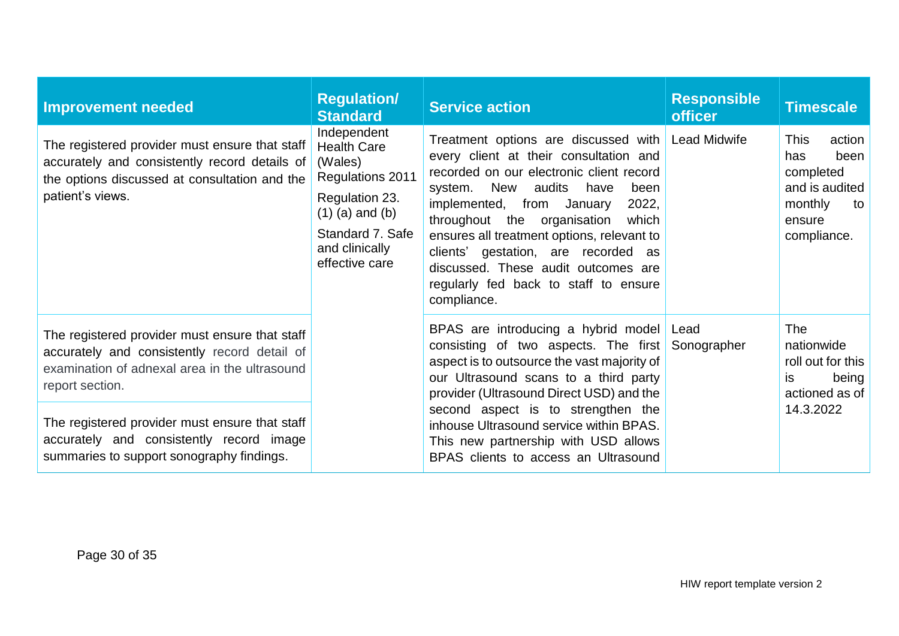| Improvement needed | Regulation/ Standard | Service action | Responsible officer | Timescale |
|---|---|---|---|---|
| The registered provider must ensure that staff accurately and consistently record details of the options discussed at consultation and the patient's views. | Independent Health Care (Wales) Regulations 2011<br><br>Regulation 23. (1) (a) and (b)<br><br>Standard 7. Safe and clinically effective care | Treatment options are discussed with every client at their consultation and recorded on our electronic client record system. New audits have been implemented, from January 2022, throughout the organisation which ensures all treatment options, relevant to clients' gestation, are recorded as discussed. These audit outcomes are regularly fed back to staff to ensure compliance. | Lead Midwife | This action has been completed and is audited monthly to ensure compliance. |
| The registered provider must ensure that staff accurately and consistently record detail of examination of adnexal area in the ultrasound report section. | | BPAS are introducing a hybrid model consisting of two aspects. The first aspect is to outsource the vast majority of our Ultrasound scans to a third party provider (Ultrasound Direct USD) and the second aspect is to strengthen the inhouse Ultrasound service within BPAS. This new partnership with USD allows BPAS clients to access an Ultrasound | Lead Sonographer | The nationwide roll out for this is being actioned as of 14.3.2022 |
| The registered provider must ensure that staff accurately and consistently record image summaries to support sonography findings. | | | | |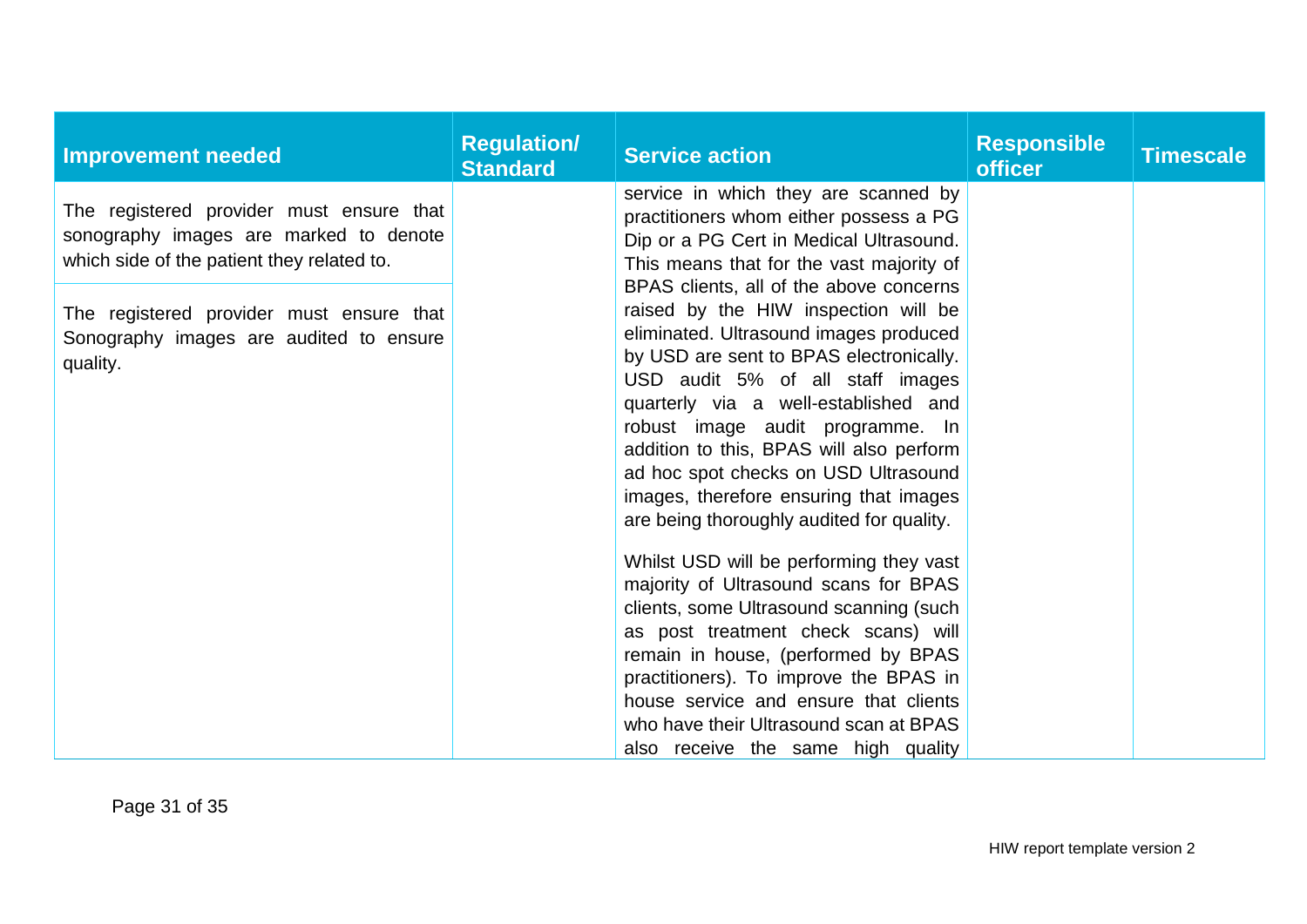| Improvement needed | Regulation/ Standard | Service action | Responsible officer | Timescale |
| --- | --- | --- | --- | --- |
| The registered provider must ensure that sonography images are marked to denote which side of the patient they related to.<br><br>The registered provider must ensure that Sonography images are audited to ensure quality. | | service in which they are scanned by practitioners whom either possess a PG Dip or a PG Cert in Medical Ultrasound. This means that for the vast majority of BPAS clients, all of the above concerns raised by the HIW inspection will be eliminated. Ultrasound images produced by USD are sent to BPAS electronically. USD audit 5% of all staff images quarterly via a well-established and robust image audit programme. In addition to this, BPAS will also perform ad hoc spot checks on USD Ultrasound images, therefore ensuring that images are being thoroughly audited for quality.<br><br>Whilst USD will be performing they vast majority of Ultrasound scans for BPAS clients, some Ultrasound scanning (such as post treatment check scans) will remain in house, (performed by BPAS practitioners). To improve the BPAS in house service and ensure that clients who have their Ultrasound scan at BPAS also receive the same high quality | | |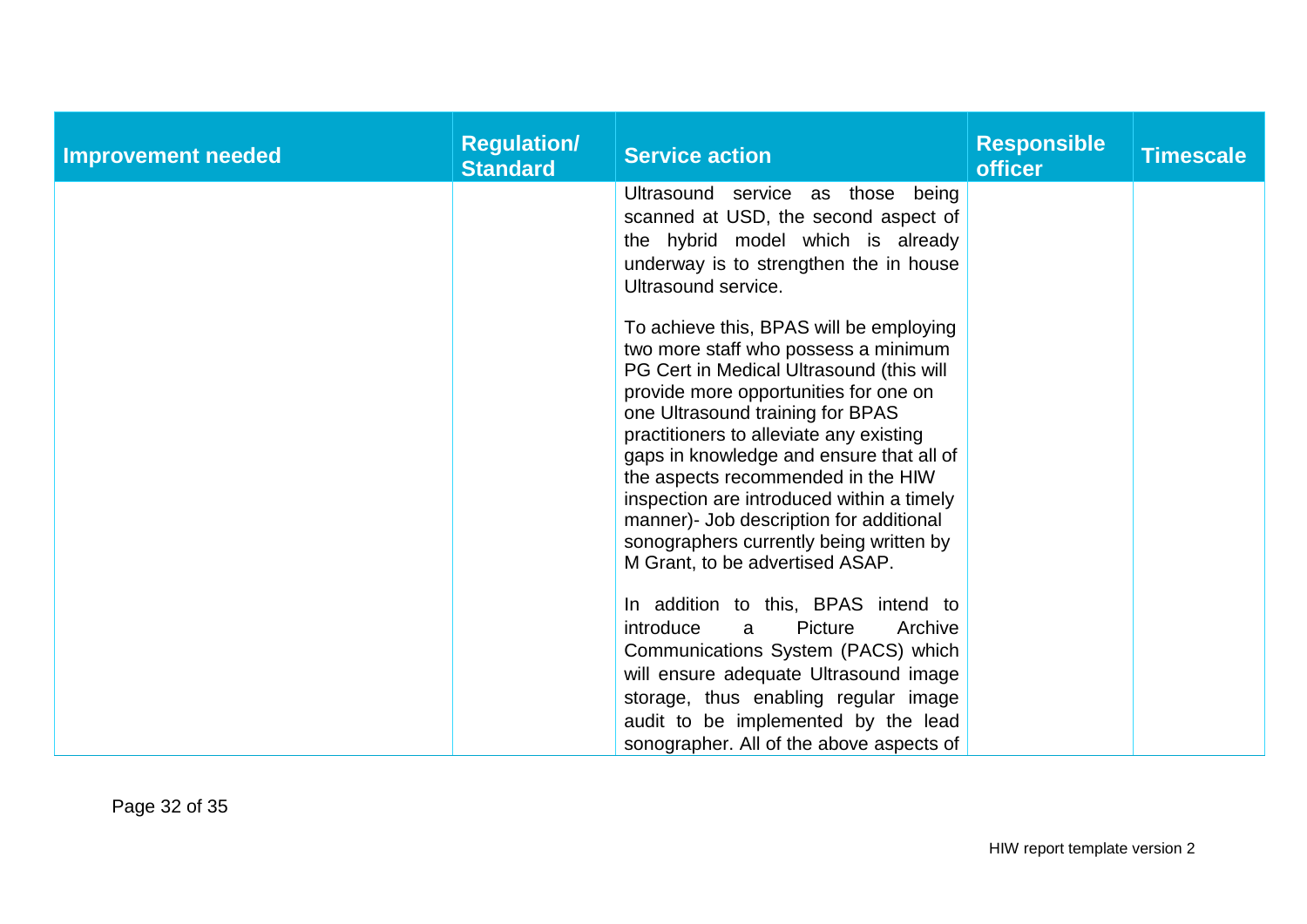| Improvement needed | Regulation/ Standard | Service action | Responsible officer | Timescale |
|---|---|---|---|---|
| | | Ultrasound service as those being scanned at USD, the second aspect of the hybrid model which is already underway is to strengthen the in house Ultrasound service.<br><br>To achieve this, BPAS will be employing two more staff who possess a minimum PG Cert in Medical Ultrasound (this will provide more opportunities for one on one Ultrasound training for BPAS practitioners to alleviate any existing gaps in knowledge and ensure that all of the aspects recommended in the HIW inspection are introduced within a timely manner)- Job description for additional sonographers currently being written by M Grant, to be advertised ASAP.<br><br>In addition to this, BPAS intend to introduce a Picture Archive Communications System (PACS) which will ensure adequate Ultrasound image storage, thus enabling regular image audit to be implemented by the lead sonographer. All of the above aspects of | | |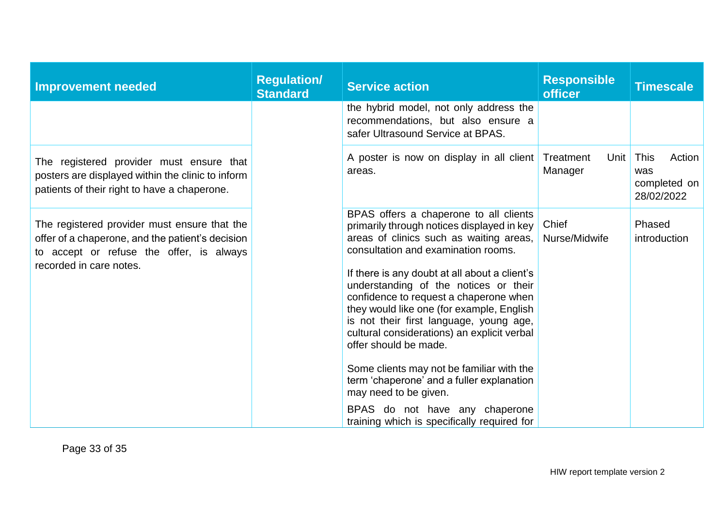| Improvement needed | Regulation/ Standard | Service action | Responsible officer | Timescale |
|---|---|---|---|---|
| | | the hybrid model, not only address the recommendations, but also ensure a safer Ultrasound Service at BPAS. | | |
| The registered provider must ensure that posters are displayed within the clinic to inform patients of their right to have a chaperone. | | A poster is now on display in all client areas. | Treatment Unit Manager | This Action was completed on 28/02/2022 |
| The registered provider must ensure that the offer of a chaperone, and the patient's decision to accept or refuse the offer, is always recorded in care notes. | | BPAS offers a chaperone to all clients primarily through notices displayed in key areas of clinics such as waiting areas, consultation and examination rooms.<br><br>If there is any doubt at all about a client's understanding of the notices or their confidence to request a chaperone when they would like one (for example, English is not their first language, young age, cultural considerations) an explicit verbal offer should be made.<br><br>Some clients may not be familiar with the term 'chaperone' and a fuller explanation may need to be given.<br><br>BPAS do not have any chaperone training which is specifically required for | Chief Nurse/Midwife | Phased introduction |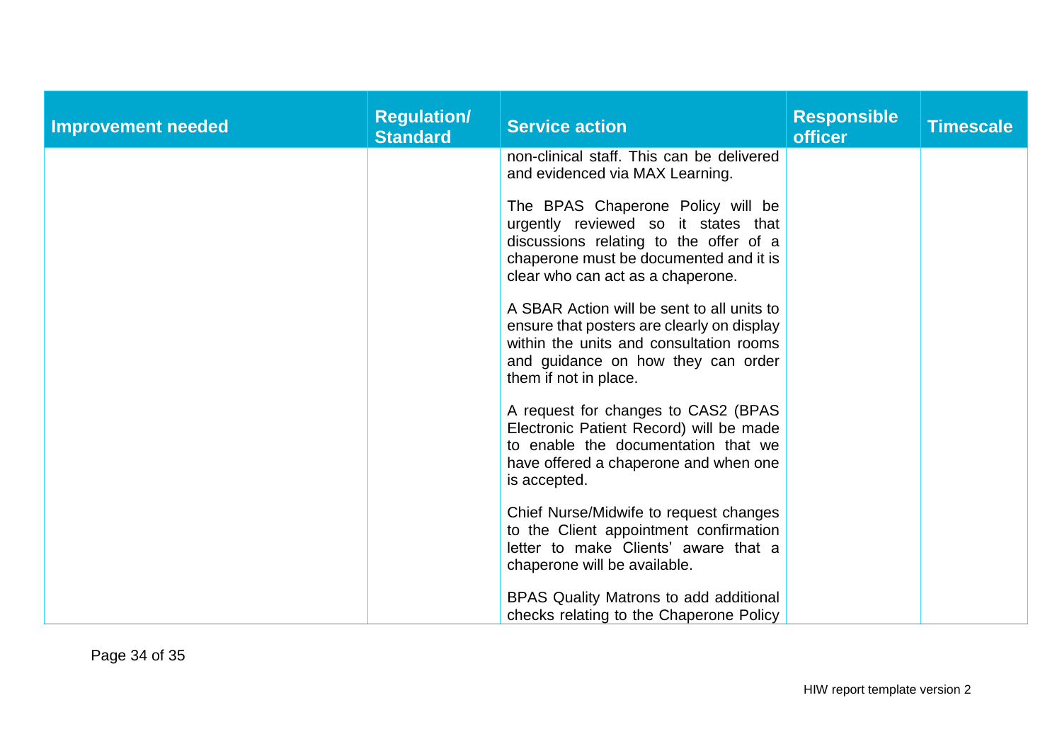| Improvement needed | Regulation/ Standard | Service action | Responsible officer | Timescale |
|---|---|---|---|---|
| | | non-clinical staff. This can be delivered and evidenced via MAX Learning.<br><br>The BPAS Chaperone Policy will be urgently reviewed so it states that discussions relating to the offer of a chaperone must be documented and it is clear who can act as a chaperone.<br><br>A SBAR Action will be sent to all units to ensure that posters are clearly on display within the units and consultation rooms and guidance on how they can order them if not in place.<br><br>A request for changes to CAS2 (BPAS Electronic Patient Record) will be made to enable the documentation that we have offered a chaperone and when one is accepted.<br><br>Chief Nurse/Midwife to request changes to the Client appointment confirmation letter to make Clients' aware that a chaperone will be available.<br><br>BPAS Quality Matrons to add additional checks relating to the Chaperone Policy | | |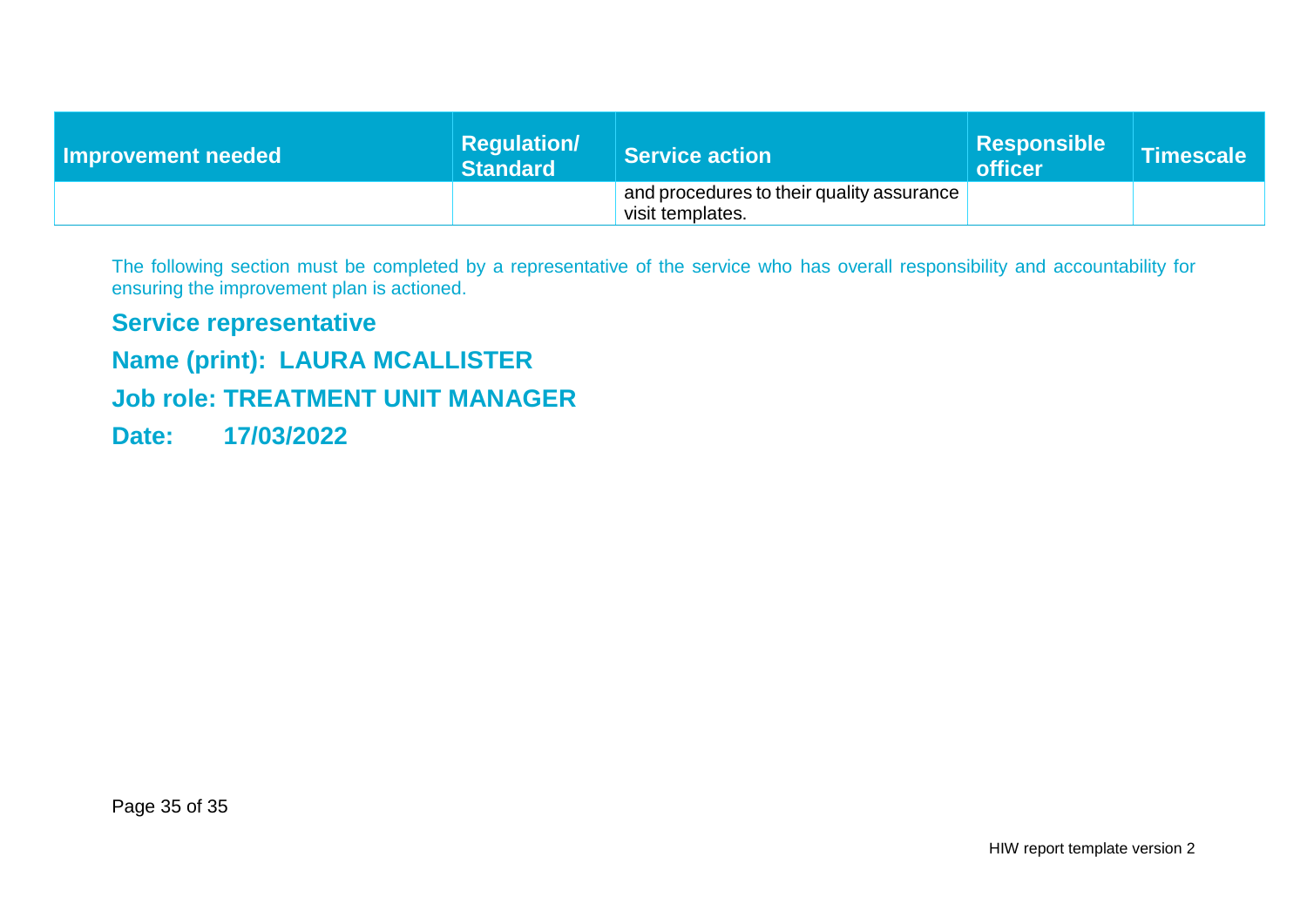| Improvement needed | Regulation/ Standard | Service action | Responsible officer | Timescale |
|---|---|---|---|---|
| | | and procedures to their quality assurance visit templates. | | |

The following section must be completed by a representative of the service who has overall responsibility and accountability for ensuring the improvement plan is actioned.

**Service representative**

**Name (print): LAURA MCALLISTER**

**Job role: TREATMENT UNIT MANAGER**

**Date: 17/03/2022**